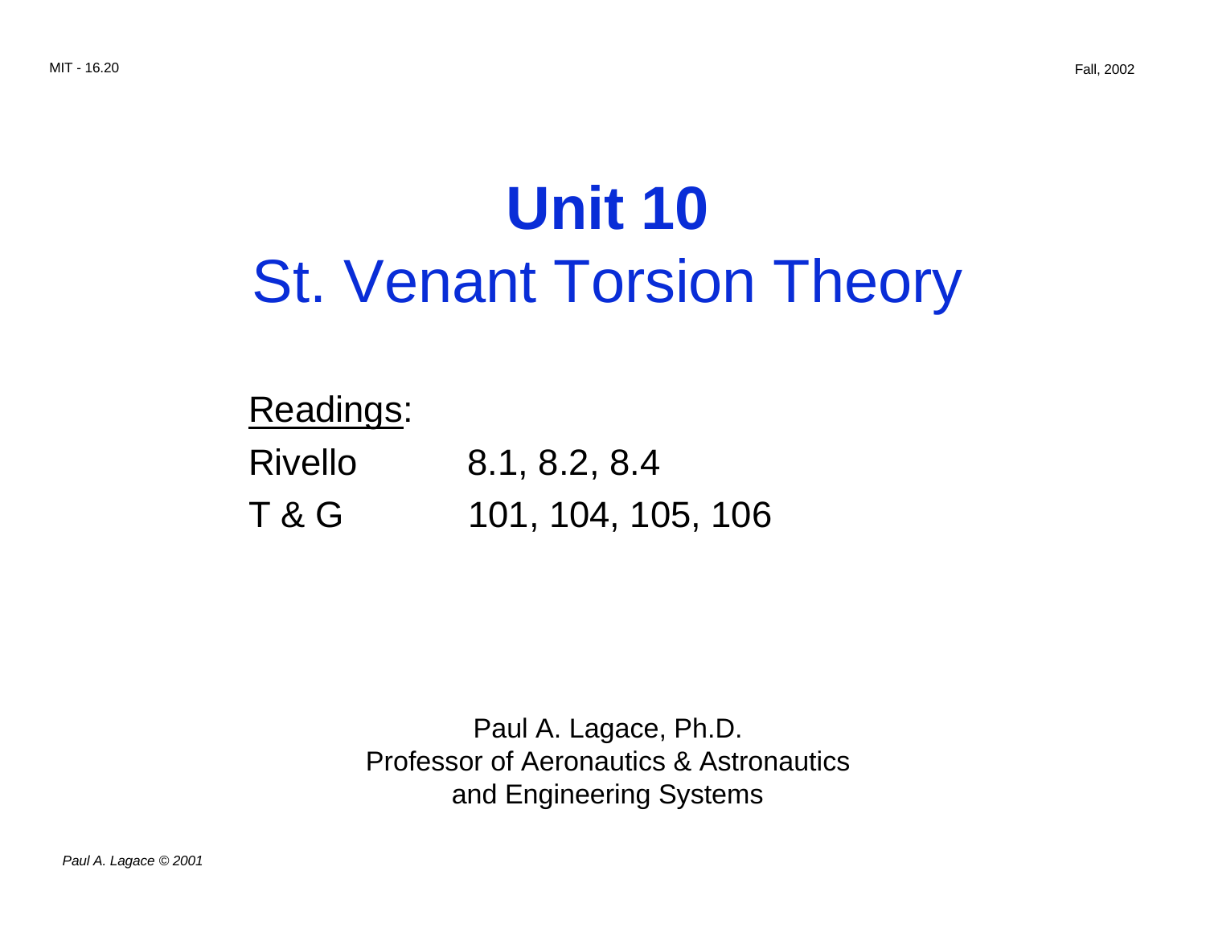# Unit 10

## St. Venant Torsion Theory

<u>Readings</u>:

| | |
|---|---|
| Rivello | 8.1, 8.2, 8.4 |
| T & G | 101, 104, 105, 106 |

Paul A. Lagace, Ph.D.
Professor of Aeronautics & Astronautics
and Engineering Systems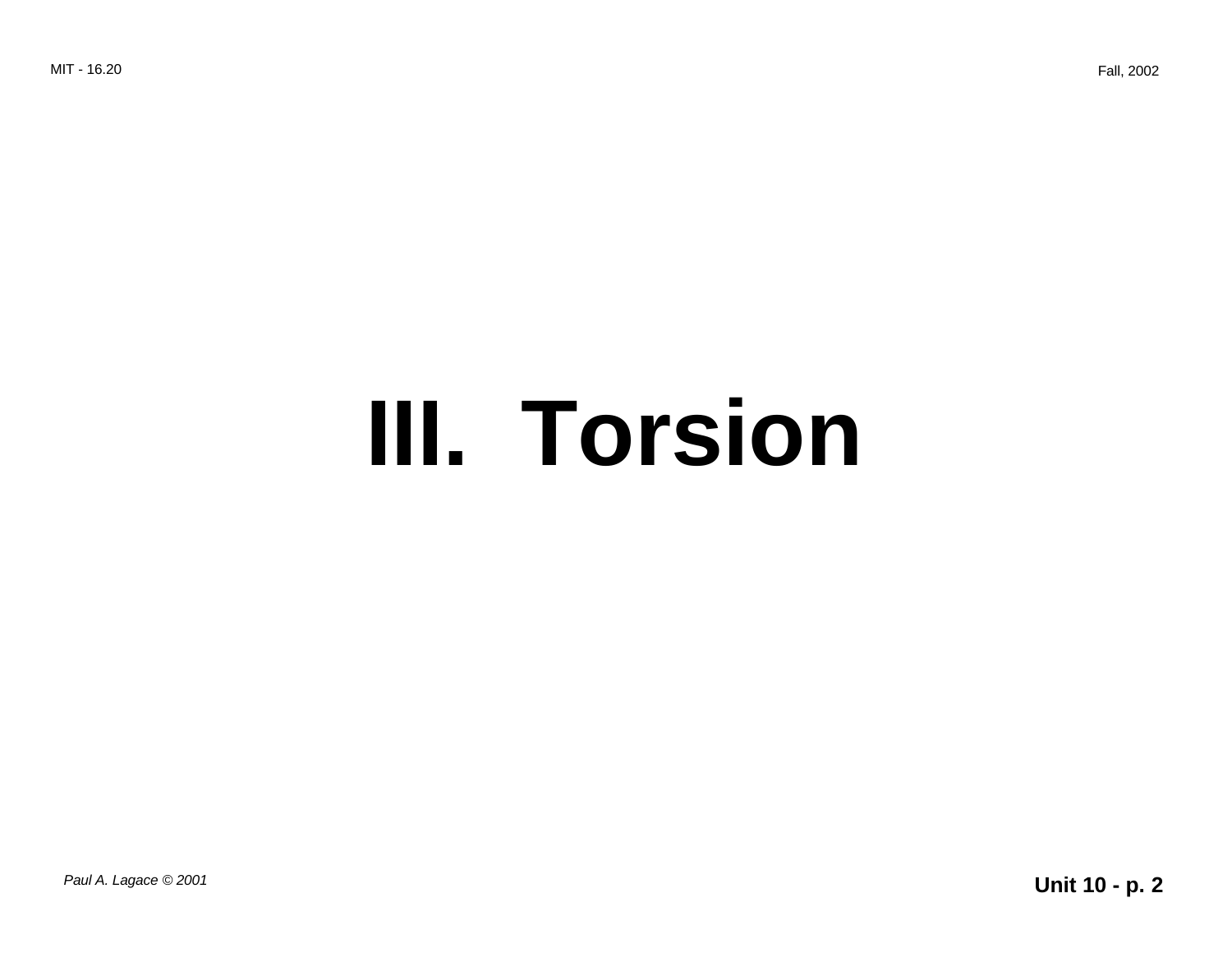# III. Torsion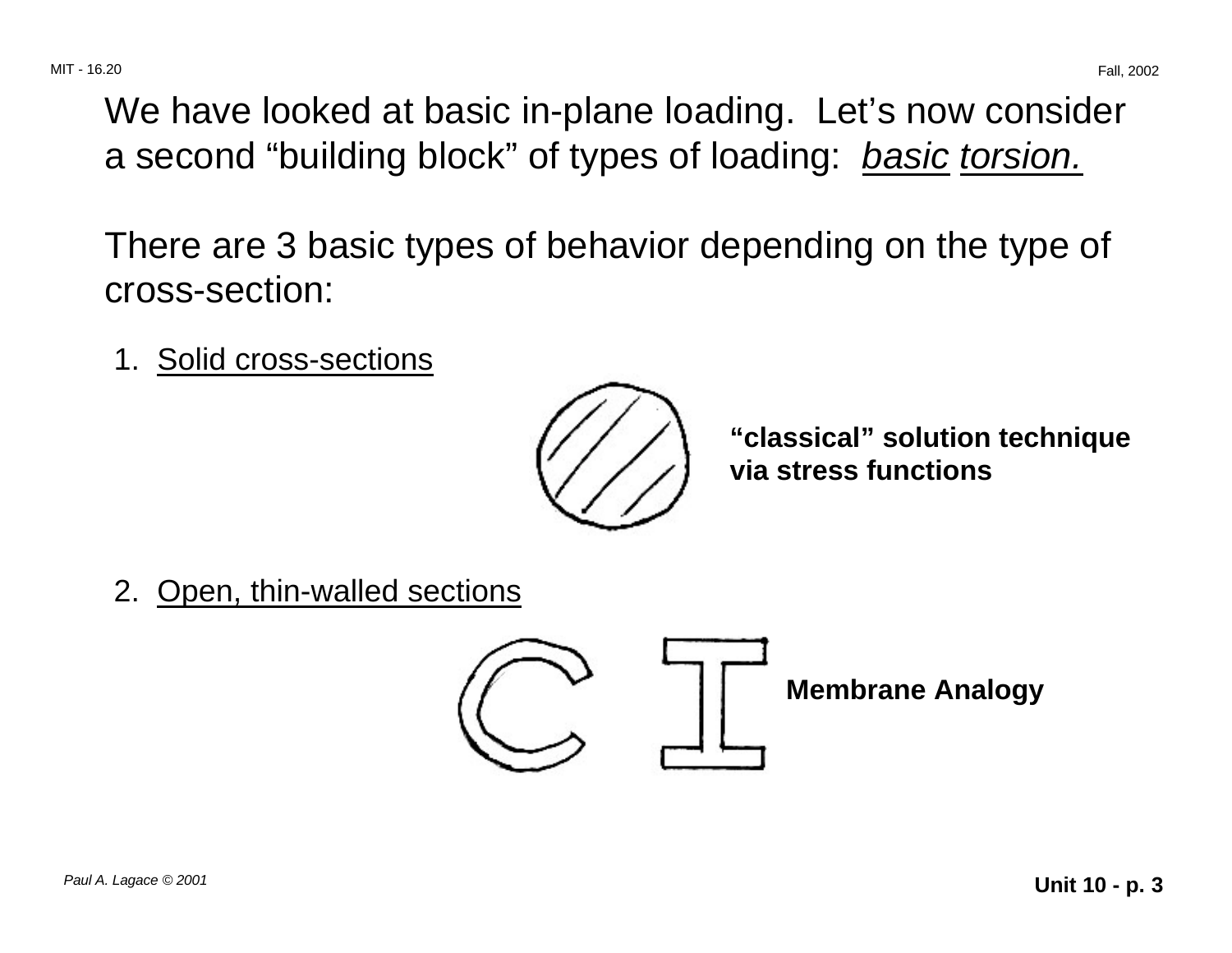We have looked at basic in-plane loading. Let's now consider a second "building block" of types of loading: *basic* *torsion.*

There are 3 basic types of behavior depending on the type of cross-section:

1. Solid cross-sections

   **"classical" solution technique via stress functions**

2. Open, thin-walled sections

   **Membrane Analogy**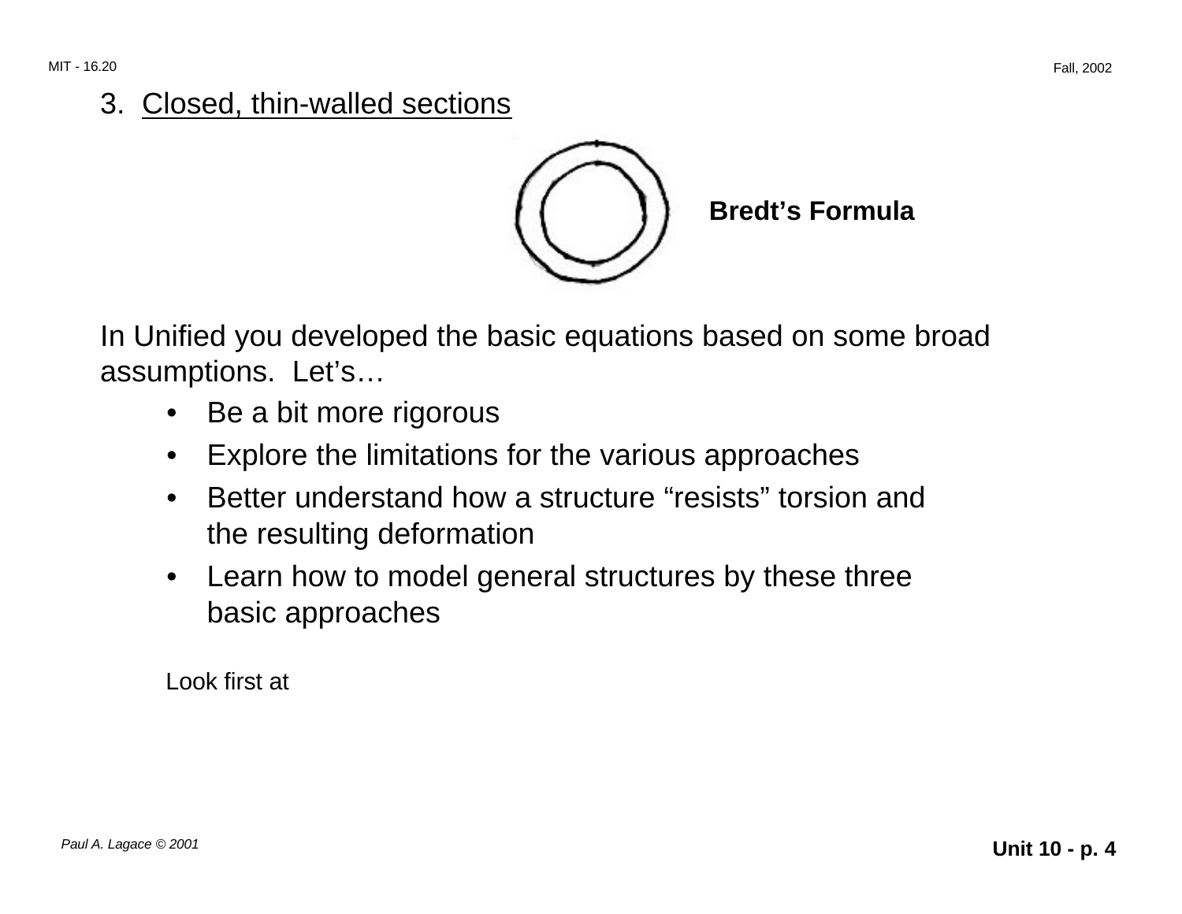3. Closed, thin-walled sections

**Bredt's Formula**

In Unified you developed the basic equations based on some broad assumptions. Let's…

- Be a bit more rigorous
- Explore the limitations for the various approaches
- Better understand how a structure "resists" torsion and the resulting deformation
- Learn how to model general structures by these three basic approaches

Look first at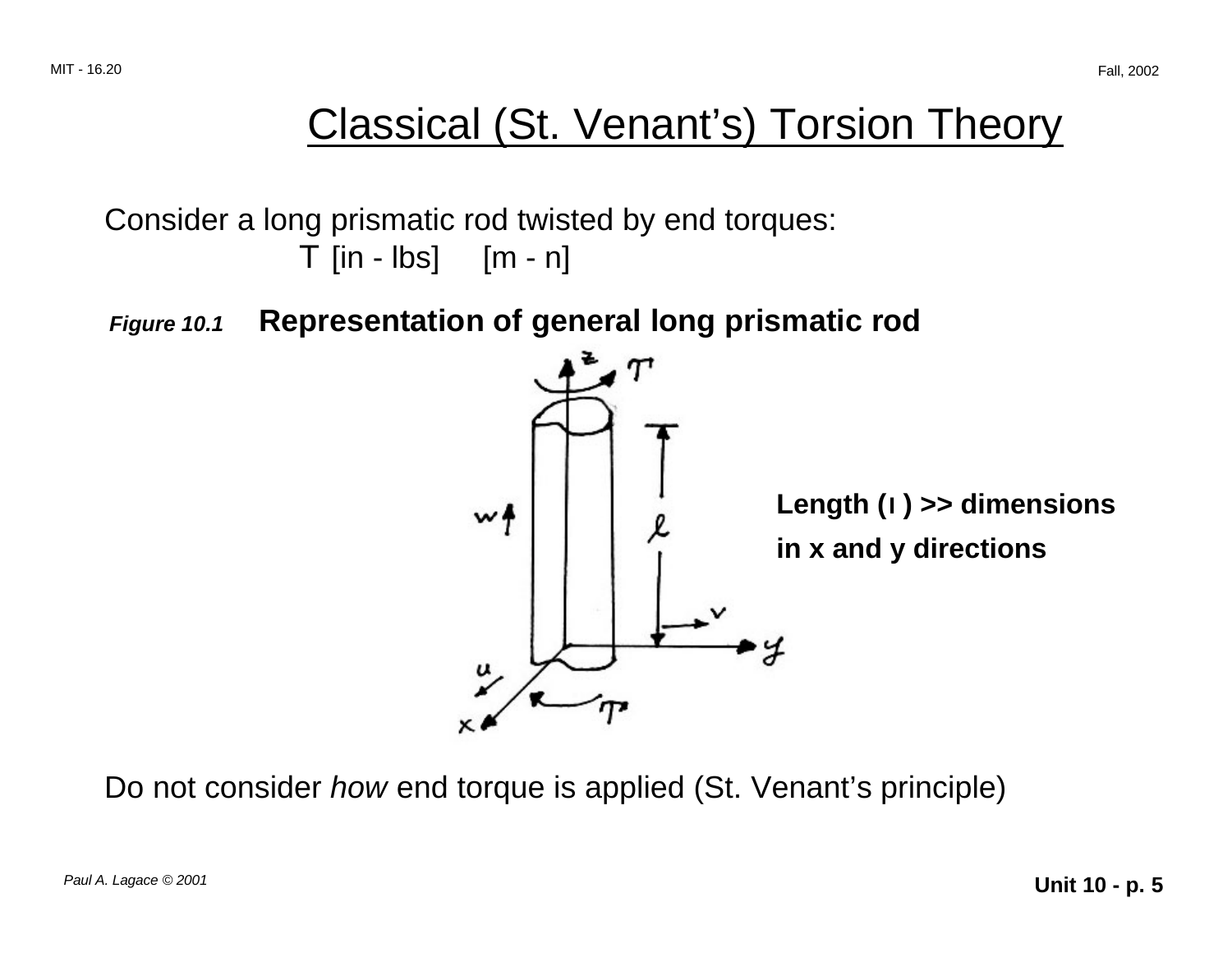# Classical (St. Venant's) Torsion Theory

Consider a long prismatic rod twisted by end torques:

T [in - lbs]     [m - n]

***Figure 10.1*** **Representation of general long prismatic rod**

**Length ( l ) >> dimensions in x and y directions**

Do not consider *how* end torque is applied (St. Venant's principle)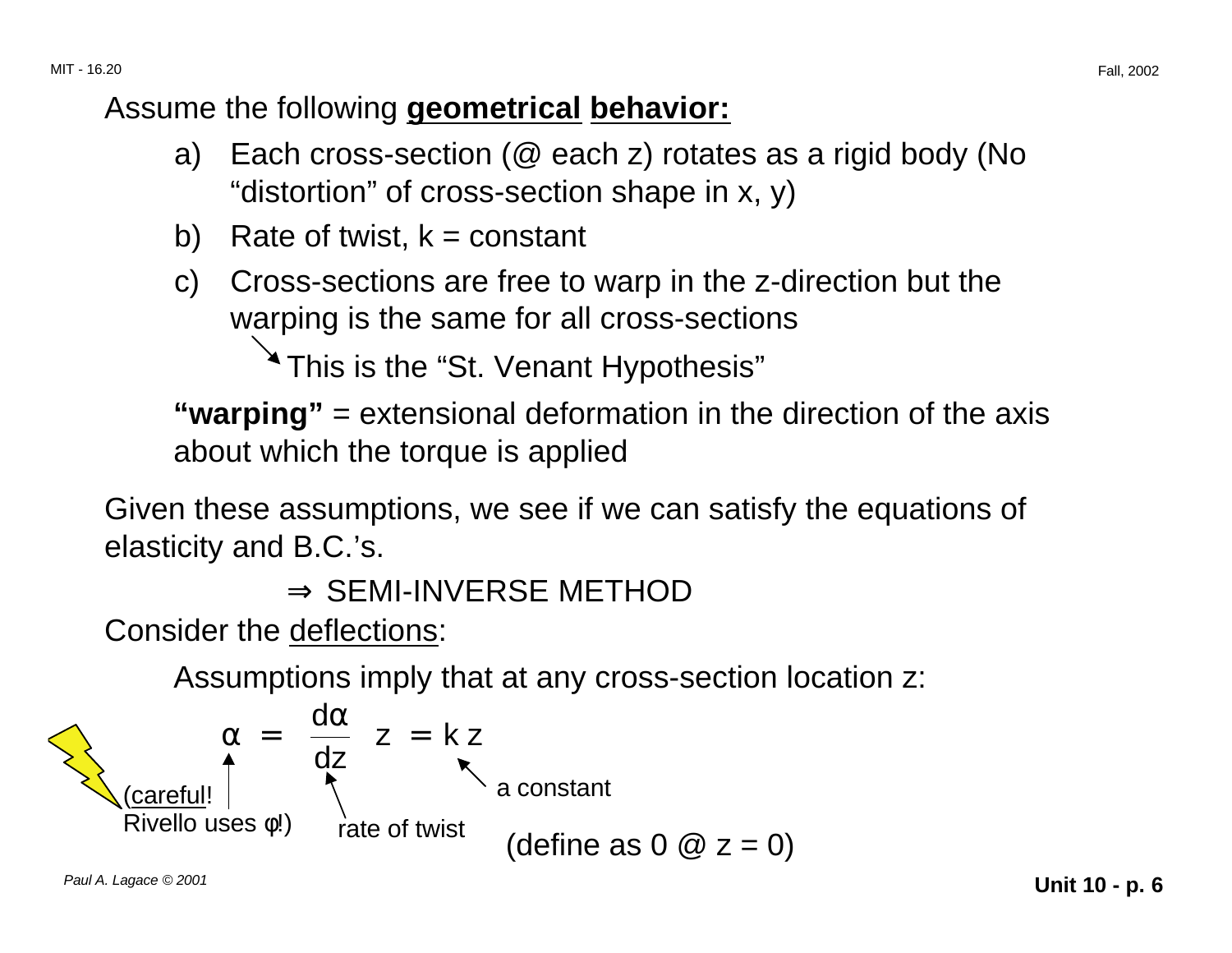Assume the following **geometrical behavior:**

a) Each cross-section (@ each z) rotates as a rigid body (No "distortion" of cross-section shape in x, y)

b) Rate of twist, k = constant

c) Cross-sections are free to warp in the z-direction but the warping is the same for all cross-sections

   → This is the "St. Venant Hypothesis"

**"warping"** = extensional deformation in the direction of the axis about which the torque is applied

Given these assumptions, we see if we can satisfy the equations of elasticity and B.C.'s.

⇒ SEMI-INVERSE METHOD

Consider the deflections:

Assumptions imply that at any cross-section location z:

$$\alpha = \frac{d\alpha}{dz} z = k z$$

- $\alpha$: (careful! Rivello uses $\varphi$!)
- $\frac{d\alpha}{dz}$: rate of twist
- $k$: a constant

(define as 0 @ z = 0)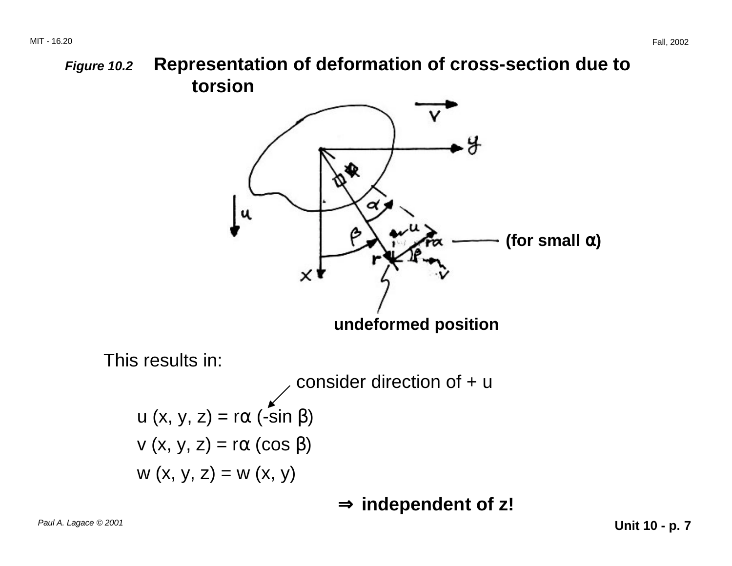*Figure 10.2* **Representation of deformation of cross-section due to torsion**

**(for small α)**

**undeformed position**

This results in:

consider direction of + u

$$u\ (x, y, z) = r\alpha\ (-\sin \beta)$$

$$v\ (x, y, z) = r\alpha\ (\cos \beta)$$

$$w\ (x, y, z) = w\ (x, y)$$

**⇒ independent of z!**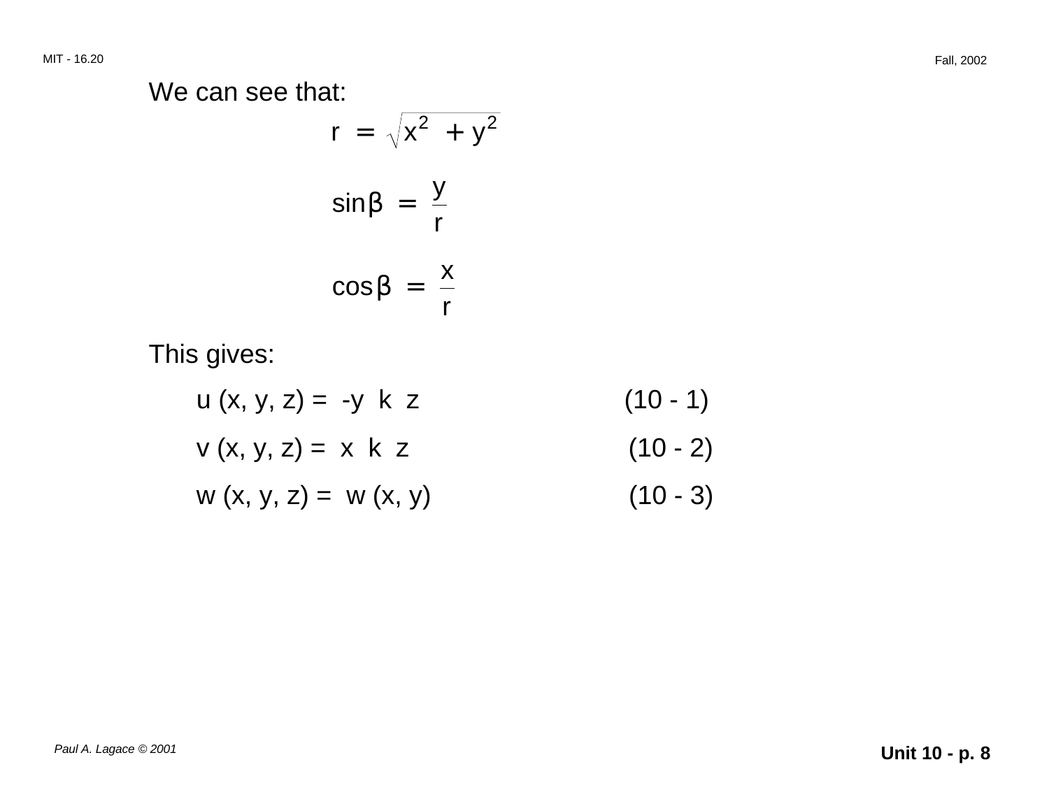We can see that:

$$r = \sqrt{x^2 + y^2}$$

$$\sin\beta = \frac{y}{r}$$

$$\cos\beta = \frac{x}{r}$$

This gives:

$$u(x, y, z) = -y \, k \, z \qquad (10 - 1)$$

$$v(x, y, z) = x \, k \, z \qquad (10 - 2)$$

$$w(x, y, z) = w(x, y) \qquad (10 - 3)$$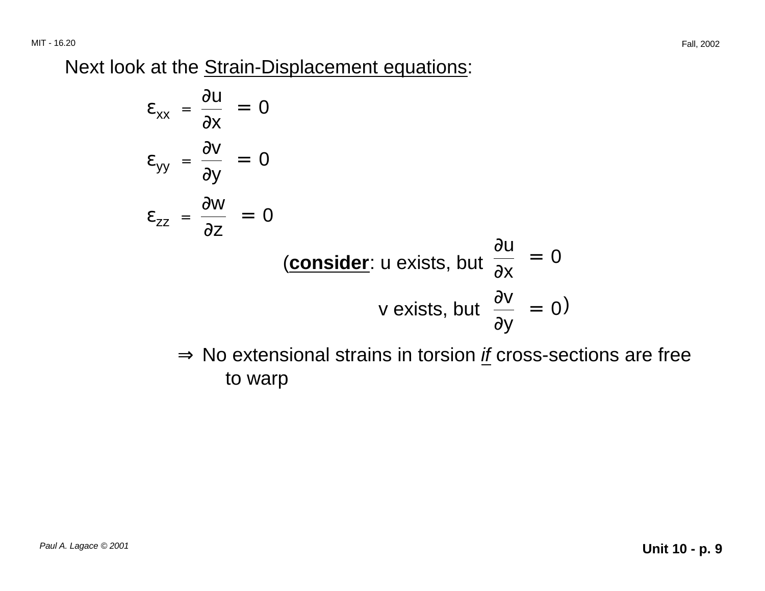Next look at the Strain-Displacement equations:

$$\varepsilon_{xx} = \frac{\partial u}{\partial x} = 0$$

$$\varepsilon_{yy} = \frac{\partial v}{\partial y} = 0$$

$$\varepsilon_{zz} = \frac{\partial w}{\partial z} = 0$$

(**consider**: u exists, but $\frac{\partial u}{\partial x} = 0$

v exists, but $\frac{\partial v}{\partial y} = 0$)

$\Rightarrow$ No extensional strains in torsion *if* cross-sections are free to warp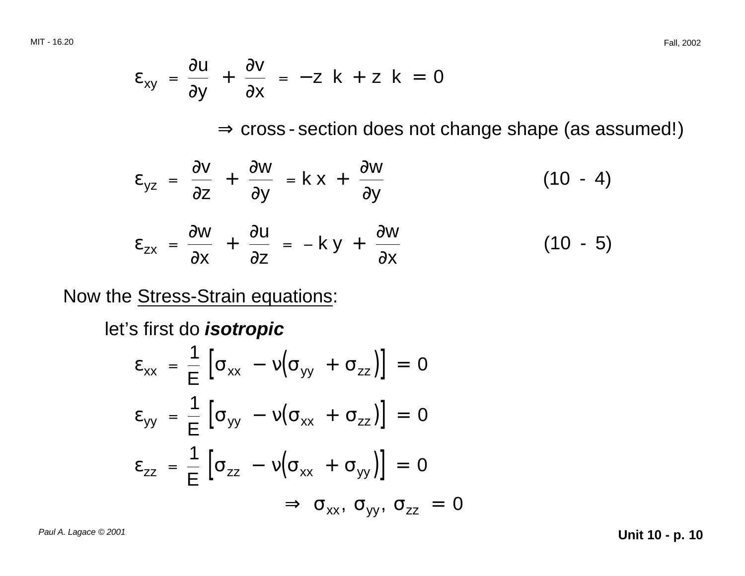$$\varepsilon_{xy} = \frac{\partial u}{\partial y} + \frac{\partial v}{\partial x} = -z\ k + z\ k = 0$$

$\Rightarrow$ cross-section does not change shape (as assumed!)

$$\varepsilon_{yz} = \frac{\partial v}{\partial z} + \frac{\partial w}{\partial y} = k\,x + \frac{\partial w}{\partial y} \qquad (10\text{-}4)$$

$$\varepsilon_{zx} = \frac{\partial w}{\partial x} + \frac{\partial u}{\partial z} = -k\,y + \frac{\partial w}{\partial x} \qquad (10\text{-}5)$$

Now the Stress-Strain equations:

let's first do ***isotropic***

$$\varepsilon_{xx} = \frac{1}{E}\left[\sigma_{xx} - \nu\left(\sigma_{yy} + \sigma_{zz}\right)\right] = 0$$

$$\varepsilon_{yy} = \frac{1}{E}\left[\sigma_{yy} - \nu\left(\sigma_{xx} + \sigma_{zz}\right)\right] = 0$$

$$\varepsilon_{zz} = \frac{1}{E}\left[\sigma_{zz} - \nu\left(\sigma_{xx} + \sigma_{yy}\right)\right] = 0$$

$$\Rightarrow \sigma_{xx},\ \sigma_{yy},\ \sigma_{zz} = 0$$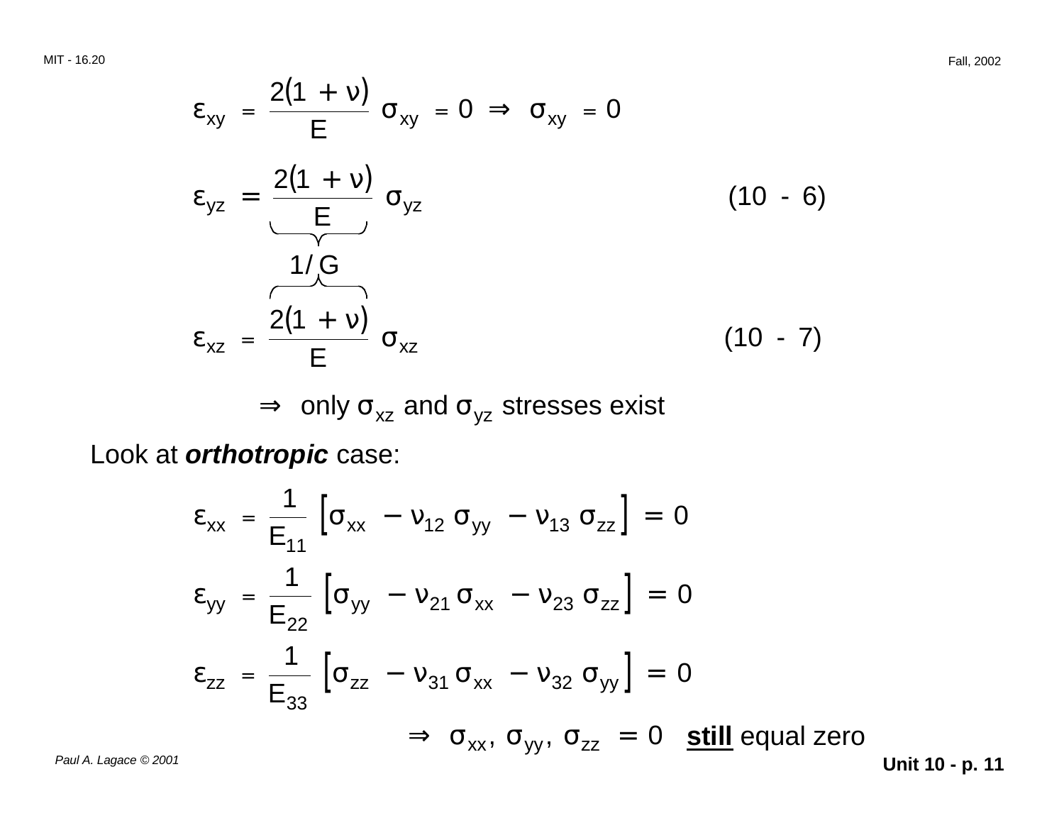$$\varepsilon_{xy} = \frac{2(1 + \nu)}{E} \sigma_{xy} = 0 \Rightarrow \sigma_{xy} = 0$$

$$\varepsilon_{yz} = \underbrace{\frac{2(1 + \nu)}{E}}_{1/G} \sigma_{yz} \qquad (10 - 6)$$

$$\varepsilon_{xz} = \overbrace{\frac{2(1 + \nu)}{E}}^{1/G} \sigma_{xz} \qquad (10 - 7)$$

$\Rightarrow$ only $\sigma_{xz}$ and $\sigma_{yz}$ stresses exist

Look at ***orthotropic*** case:

$$\varepsilon_{xx} = \frac{1}{E_{11}} \left[\sigma_{xx} - \nu_{12}\, \sigma_{yy} - \nu_{13}\, \sigma_{zz}\right] = 0$$

$$\varepsilon_{yy} = \frac{1}{E_{22}} \left[\sigma_{yy} - \nu_{21}\, \sigma_{xx} - \nu_{23}\, \sigma_{zz}\right] = 0$$

$$\varepsilon_{zz} = \frac{1}{E_{33}} \left[\sigma_{zz} - \nu_{31}\, \sigma_{xx} - \nu_{32}\, \sigma_{yy}\right] = 0$$

$\Rightarrow \sigma_{xx}, \sigma_{yy}, \sigma_{zz} = 0$ **still** equal zero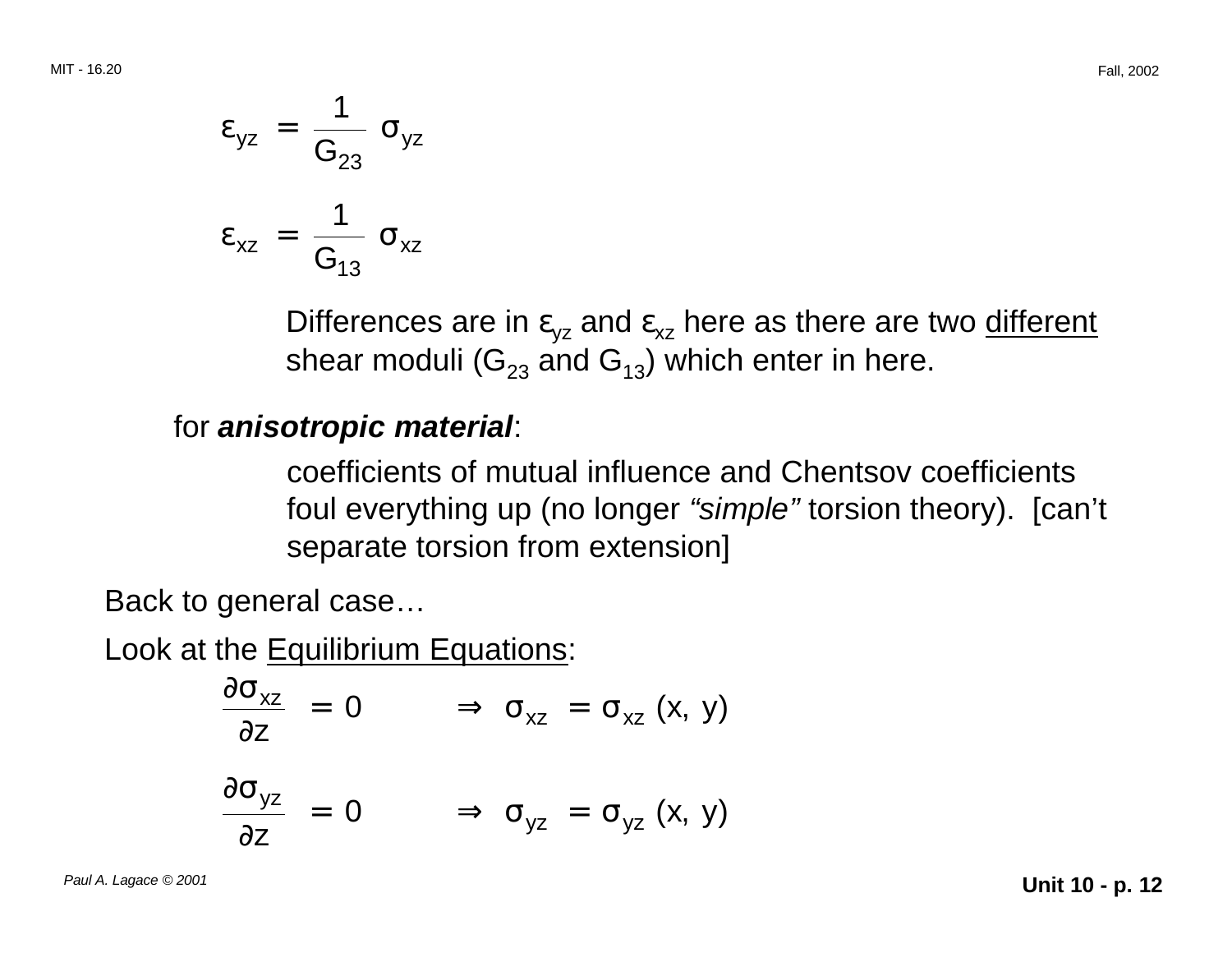$$\varepsilon_{yz} = \frac{1}{G_{23}} \sigma_{yz}$$

$$\varepsilon_{xz} = \frac{1}{G_{13}} \sigma_{xz}$$

Differences are in $\varepsilon_{yz}$ and $\varepsilon_{xz}$ here as there are two <u>different</u> shear moduli ($G_{23}$ and $G_{13}$) which enter in here.

for ***anisotropic material***:

coefficients of mutual influence and Chentsov coefficients foul everything up (no longer *"simple"* torsion theory). [can't separate torsion from extension]

Back to general case…

Look at the <u>Equilibrium Equations</u>:

$$\frac{\partial \sigma_{xz}}{\partial z} = 0 \qquad \Rightarrow \quad \sigma_{xz} = \sigma_{xz}\,(x,\ y)$$

$$\frac{\partial \sigma_{yz}}{\partial z} = 0 \qquad \Rightarrow \quad \sigma_{yz} = \sigma_{yz}\,(x,\ y)$$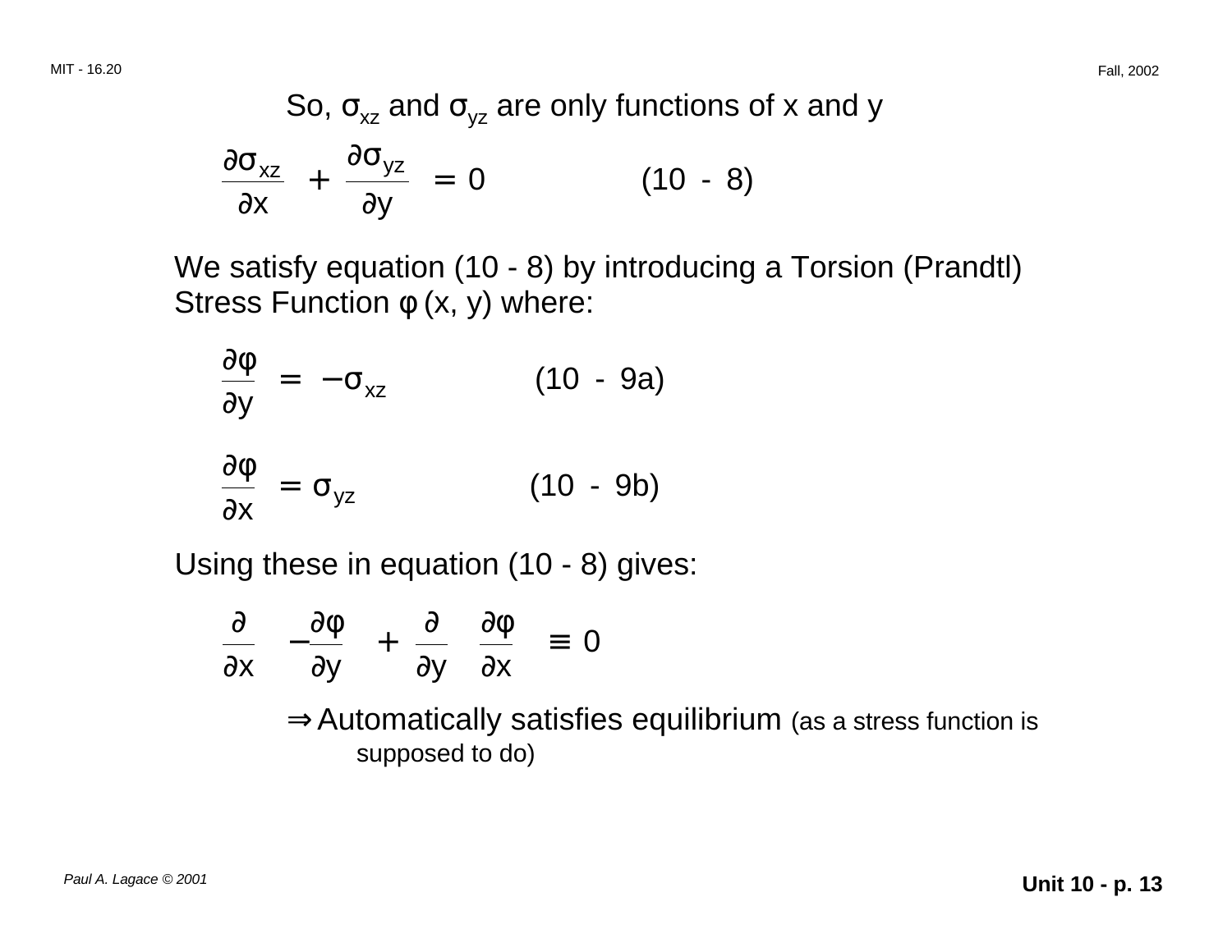So, $\sigma_{xz}$ and $\sigma_{yz}$ are only functions of x and y

$$\frac{\partial \sigma_{xz}}{\partial x} + \frac{\partial \sigma_{yz}}{\partial y} = 0 \qquad (10 - 8)$$

We satisfy equation (10 - 8) by introducing a Torsion (Prandtl) Stress Function $\phi$ (x, y) where:

$$\frac{\partial \phi}{\partial y} = -\sigma_{xz} \qquad (10 - 9a)$$

$$\frac{\partial \phi}{\partial x} = \sigma_{yz} \qquad (10 - 9b)$$

Using these in equation (10 - 8) gives:

$$\frac{\partial}{\partial x}\left(-\frac{\partial \phi}{\partial y}\right) + \frac{\partial}{\partial y}\left(\frac{\partial \phi}{\partial x}\right) \equiv 0$$

$\Rightarrow$ Automatically satisfies equilibrium (as a stress function is supposed to do)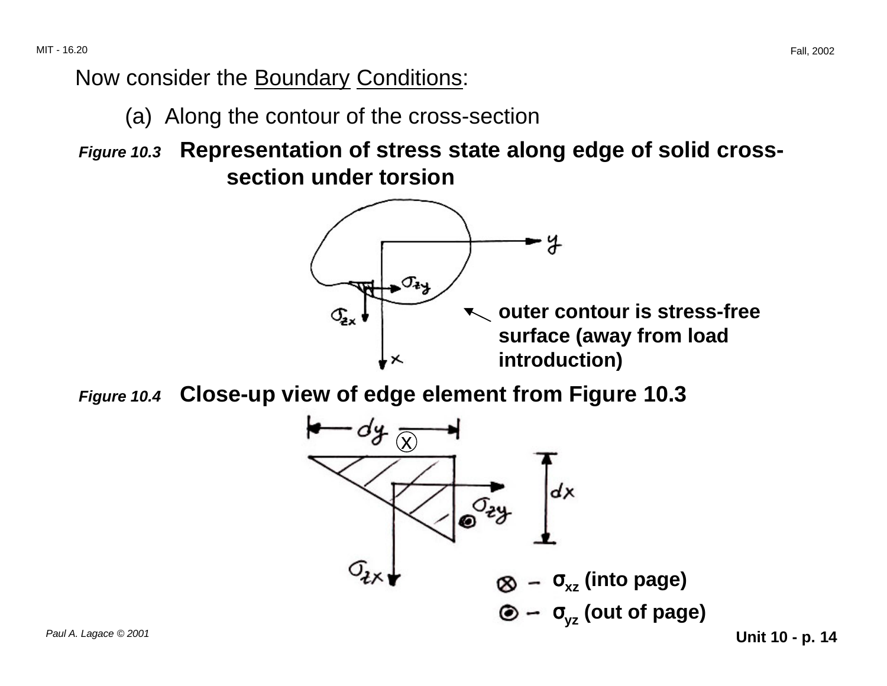Now consider the Boundary Conditions:

(a) Along the contour of the cross-section

***Figure 10.3*** **Representation of stress state along edge of solid cross-section under torsion**

**outer contour is stress-free surface (away from load introduction)**

***Figure 10.4*** **Close-up view of edge element from Figure 10.3**

⊗ – $\sigma_{xz}$ **(into page)**

⊙ – $\sigma_{yz}$ **(out of page)**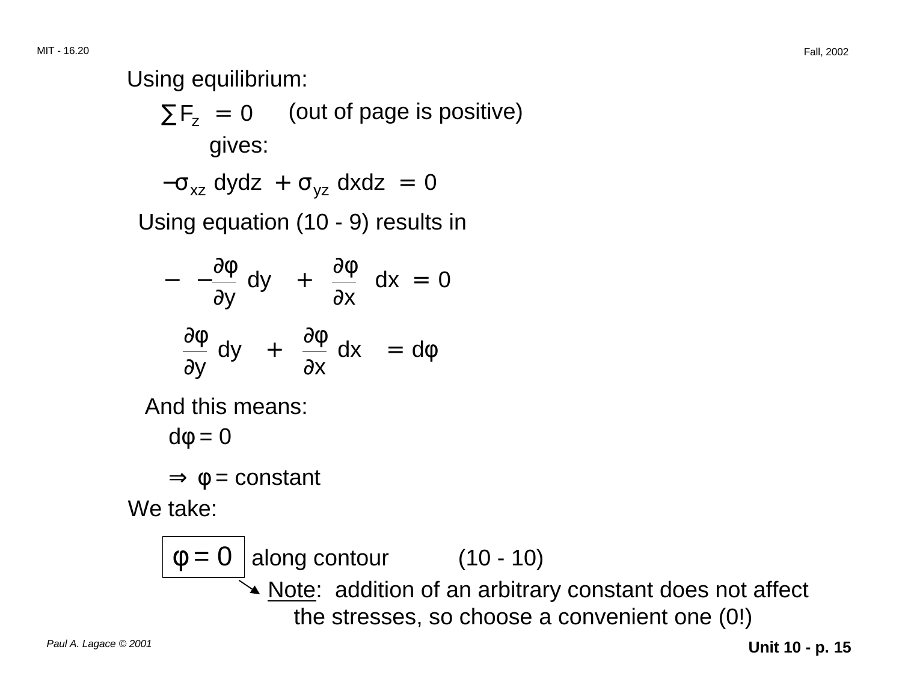Using equilibrium:

$$\sum F_z = 0 \quad \text{(out of page is positive)}$$

gives:

$$-\sigma_{xz}\, dydz + \sigma_{yz}\, dxdz = 0$$

Using equation (10 - 9) results in

$$-\ -\frac{\partial \varphi}{\partial y}\, dy \ + \ \frac{\partial \varphi}{\partial x}\, dx = 0$$

$$\frac{\partial \varphi}{\partial y}\, dy \ + \ \frac{\partial \varphi}{\partial x}\, dx = d\varphi$$

And this means:

$$d\varphi = 0$$

$$\Rightarrow \ \varphi = \text{constant}$$

We take:

$$\boxed{\varphi = 0} \quad \text{along contour} \qquad (10 - 10)$$

Note: addition of an arbitrary constant does not affect the stresses, so choose a convenient one (0!)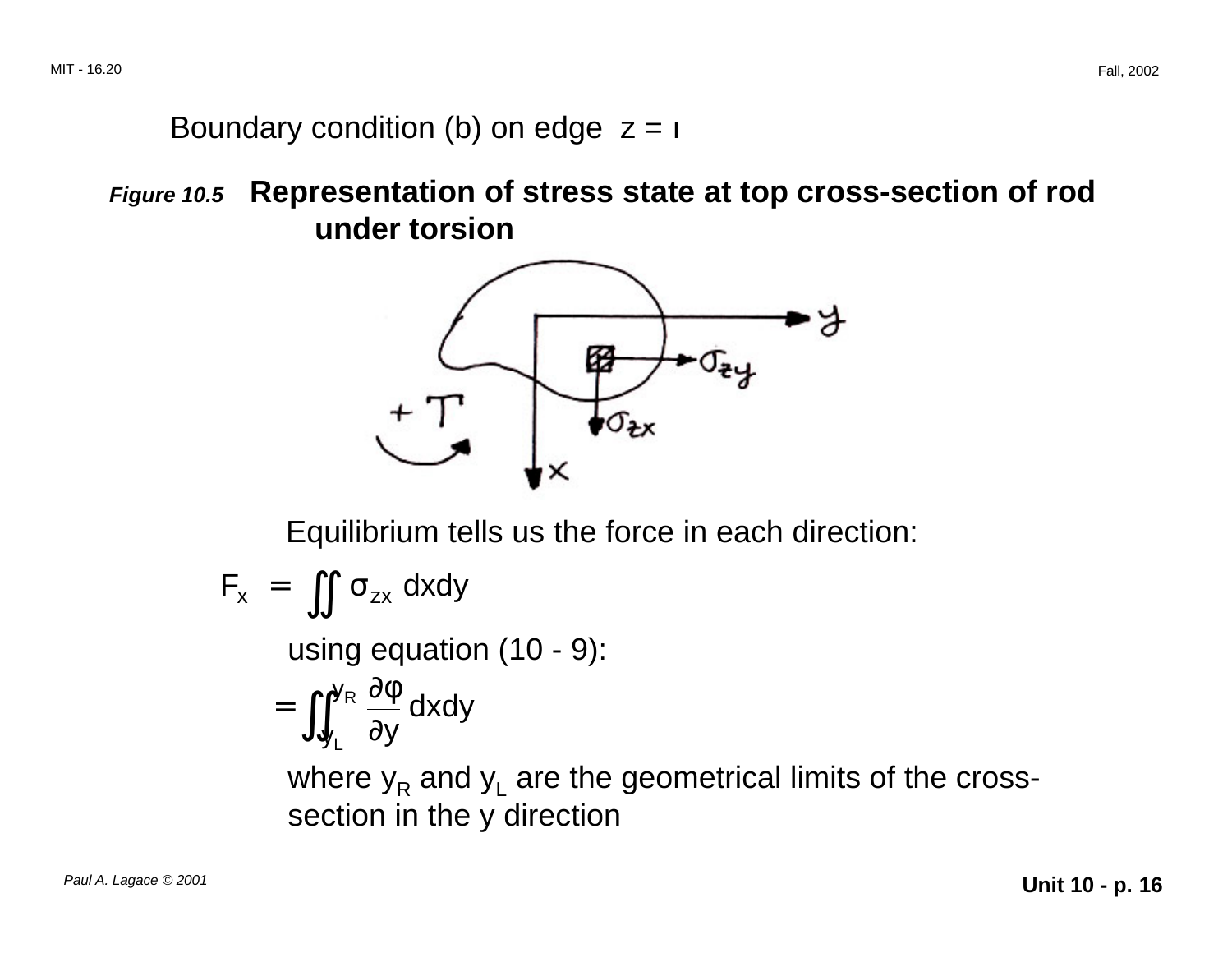Boundary condition (b) on edge $z = l$

***Figure 10.5*** **Representation of stress state at top cross-section of rod under torsion**

Equilibrium tells us the force in each direction:

$$F_x = \iint \sigma_{zx} \, dxdy$$

using equation (10 - 9):

$$= \iint_{y_L}^{y_R} \frac{\partial \phi}{\partial y} \, dxdy$$

where $y_R$ and $y_L$ are the geometrical limits of the cross-section in the y direction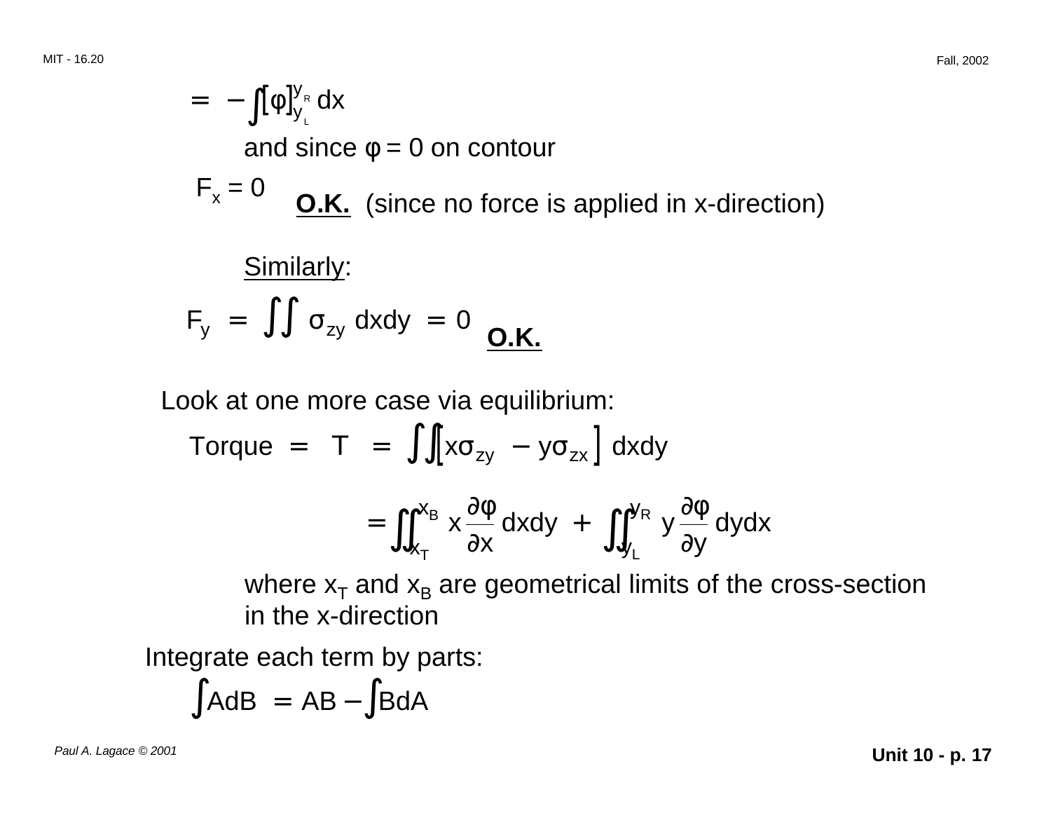$$= -\int [\phi]_{y_L}^{y_R} dx$$

and since $\phi = 0$ on contour

$F_x = 0$ **O.K.** (since no force is applied in x-direction)

Similarly:

$$F_y = \iint \sigma_{zy} \, dxdy = 0$$ **O.K.**

Look at one more case via equilibrium:

$$\text{Torque} = T = \iint \left[ x\sigma_{zy} - y\sigma_{zx} \right] dxdy$$

$$= \iint_{x_T}^{x_B} x \frac{\partial \phi}{\partial x} dxdy + \iint_{y_L}^{y_R} y \frac{\partial \phi}{\partial y} dydx$$

where $x_T$ and $x_B$ are geometrical limits of the cross-section in the x-direction

Integrate each term by parts:

$$\int A dB = AB - \int B dA$$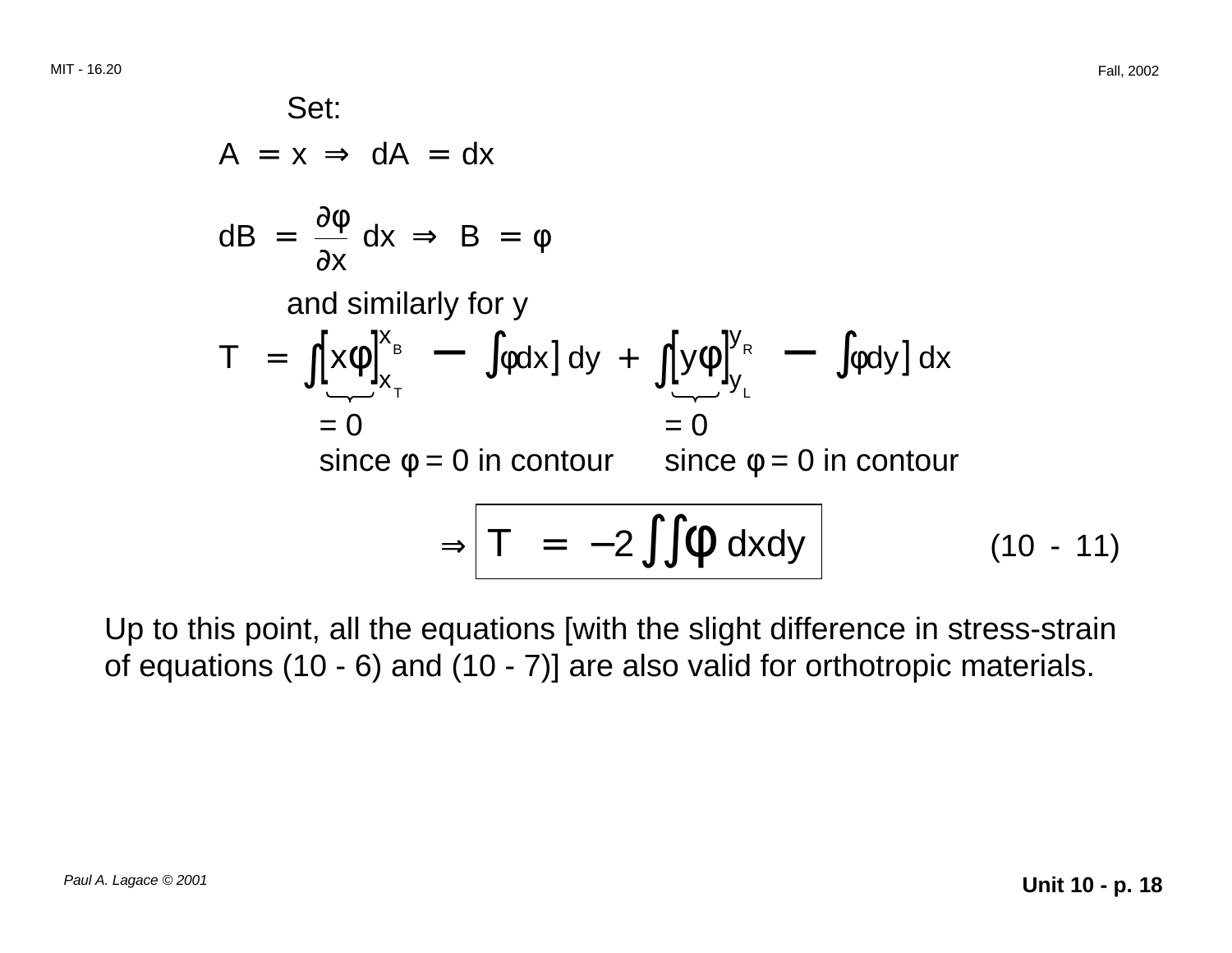Set:

$$A = x \Rightarrow dA = dx$$

$$dB = \frac{\partial \phi}{\partial x} dx \Rightarrow B = \phi$$

and similarly for y

$$T = \int \Big[ \underbrace{\left[ x\phi \right]_{x_T}^{x_B}}_{\substack{= 0 \\ \text{since } \phi = 0 \text{ in contour}}} - \int \phi dx \Big] dy + \int \Big[ \underbrace{\left[ y\phi \right]_{y_L}^{y_R}}_{\substack{= 0 \\ \text{since } \phi = 0 \text{ in contour}}} - \int \phi dy \Big] dx$$

$$\Rightarrow \boxed{T = -2 \iint \phi \, dxdy} \qquad (10 - 11)$$

Up to this point, all the equations [with the slight difference in stress-strain of equations (10 - 6) and (10 - 7)] are also valid for orthotropic materials.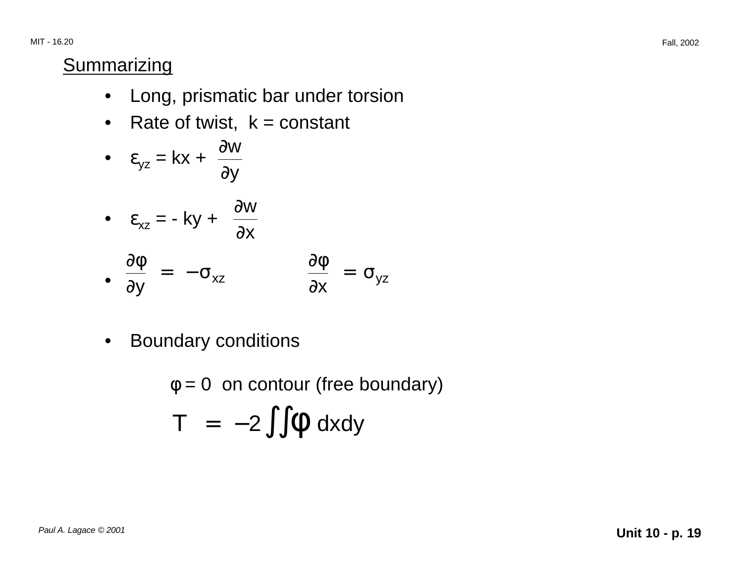## Summarizing

- Long, prismatic bar under torsion
- Rate of twist, $k$ = constant
- $\varepsilon_{yz} = kx + \dfrac{\partial w}{\partial y}$
- $\varepsilon_{xz} = -ky + \dfrac{\partial w}{\partial x}$
- $\dfrac{\partial \phi}{\partial y} = -\sigma_{xz}$ $\qquad$ $\dfrac{\partial \phi}{\partial x} = \sigma_{yz}$
- Boundary conditions

  $\phi = 0$ on contour (free boundary)

  $$T = -2 \iint \phi \, dxdy$$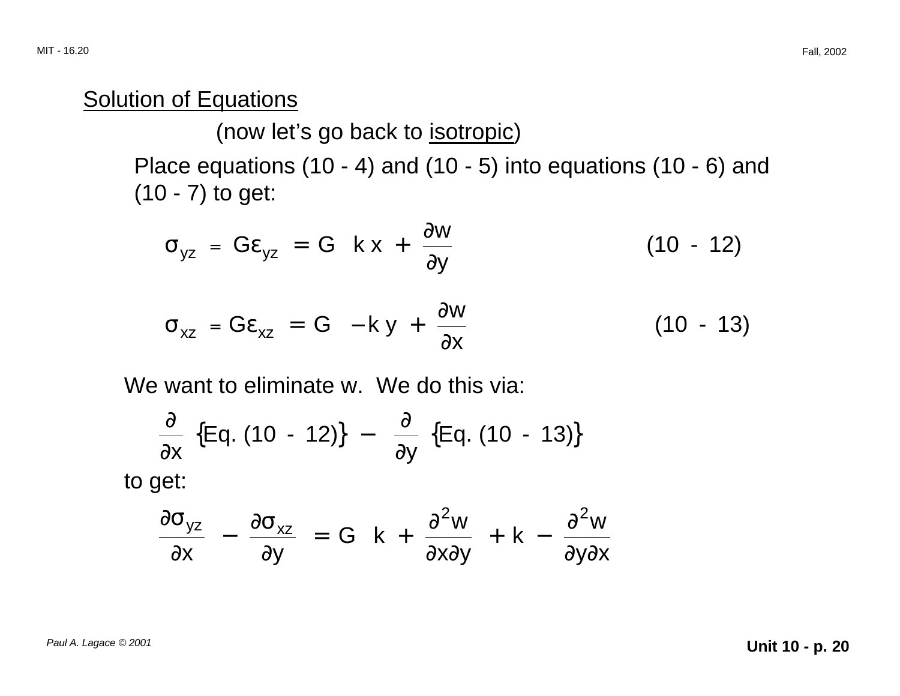## Solution of Equations

(now let's go back to <u>isotropic</u>)

Place equations (10 - 4) and (10 - 5) into equations (10 - 6) and (10 - 7) to get:

$$\sigma_{yz} = G\varepsilon_{yz} = G \left( k\,x + \frac{\partial w}{\partial y} \right) \qquad (10 - 12)$$

$$\sigma_{xz} = G\varepsilon_{xz} = G \left( -k\,y + \frac{\partial w}{\partial x} \right) \qquad (10 - 13)$$

We want to eliminate w. We do this via:

$$\frac{\partial}{\partial x} \{\text{Eq. } (10 - 12)\} - \frac{\partial}{\partial y} \{\text{Eq. } (10 - 13)\}$$

to get:

$$\frac{\partial \sigma_{yz}}{\partial x} - \frac{\partial \sigma_{xz}}{\partial y} = G \left[ k + \frac{\partial^2 w}{\partial x \partial y} + k - \frac{\partial^2 w}{\partial y \partial x} \right]$$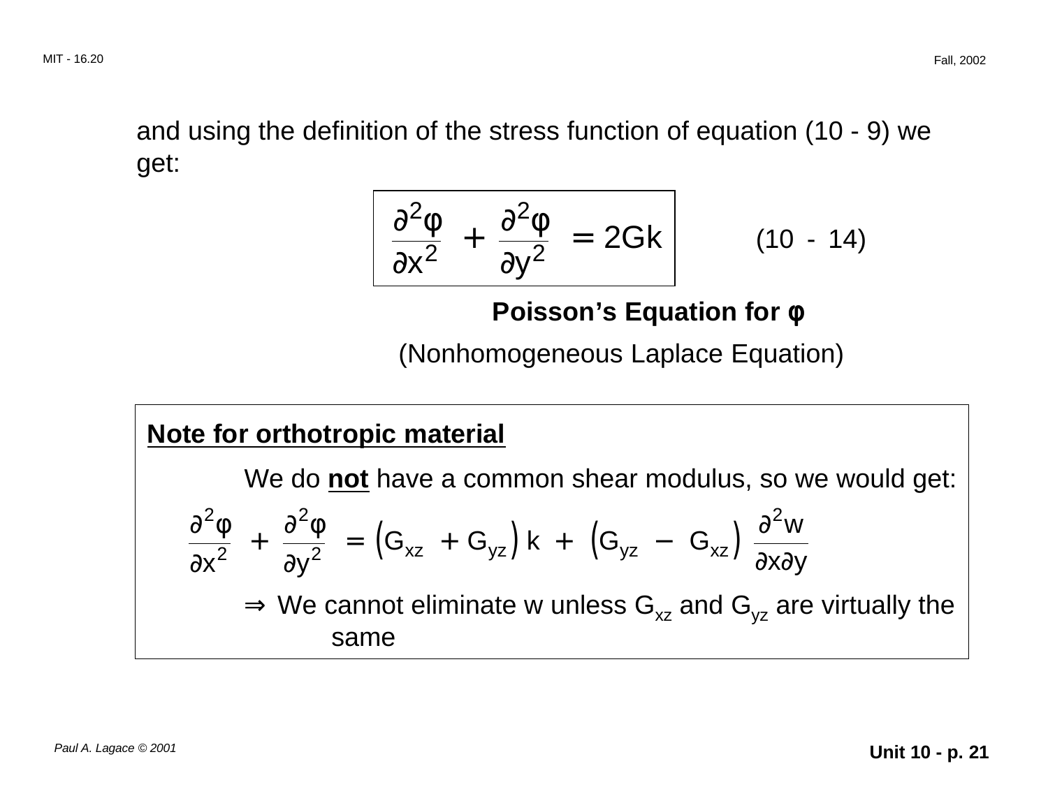and using the definition of the stress function of equation (10 - 9) we get:

$$\frac{\partial^2 \phi}{\partial x^2} + \frac{\partial^2 \phi}{\partial y^2} = 2Gk \qquad (10 - 14)$$

**Poisson's Equation for φ**

(Nonhomogeneous Laplace Equation)

**<u>Note for orthotropic material</u>**

We do **<u>not</u>** have a common shear modulus, so we would get:

$$\frac{\partial^2 \phi}{\partial x^2} + \frac{\partial^2 \phi}{\partial y^2} = \left(G_{xz} + G_{yz}\right) k + \left(G_{yz} - G_{xz}\right) \frac{\partial^2 w}{\partial x \partial y}$$

⇒ We cannot eliminate w unless $G_{xz}$ and $G_{yz}$ are virtually the same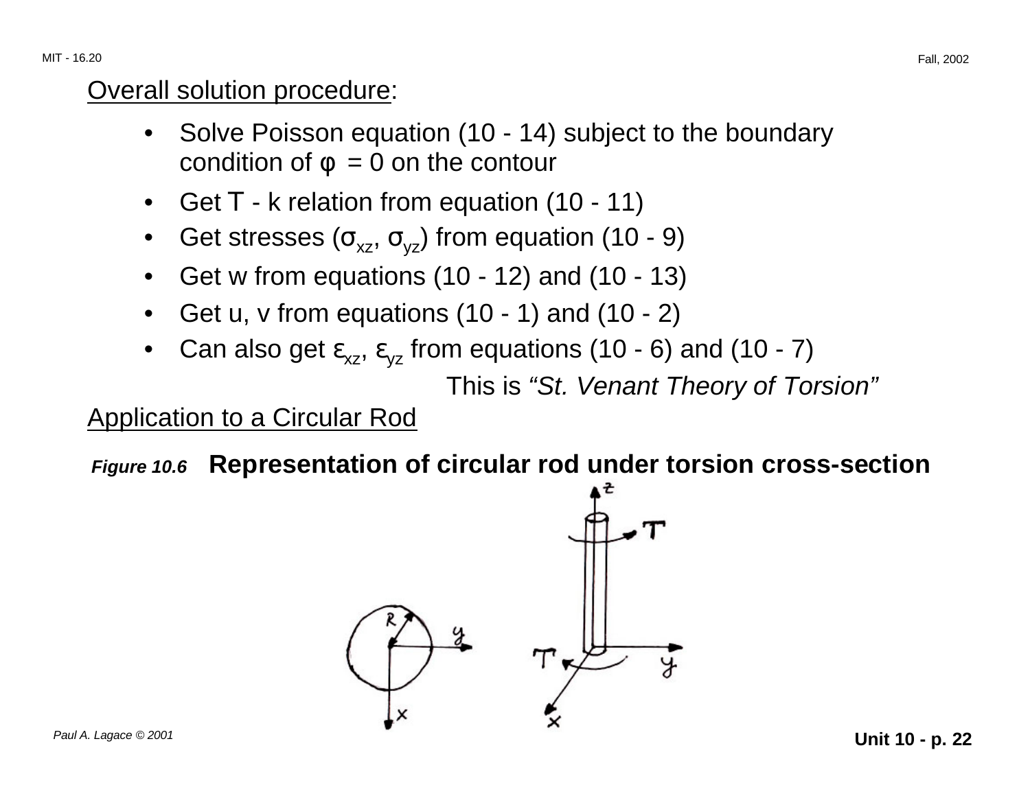Overall solution procedure:

- Solve Poisson equation (10 - 14) subject to the boundary condition of $\phi = 0$ on the contour
- Get $T$ - k relation from equation (10 - 11)
- Get stresses ($\sigma_{xz}$, $\sigma_{yz}$) from equation (10 - 9)
- Get w from equations (10 - 12) and (10 - 13)
- Get u, v from equations (10 - 1) and (10 - 2)
- Can also get $\varepsilon_{xz}$, $\varepsilon_{yz}$ from equations (10 - 6) and (10 - 7)

This is *"St. Venant Theory of Torsion"*

Application to a Circular Rod

***Figure 10.6*** **Representation of circular rod under torsion cross-section**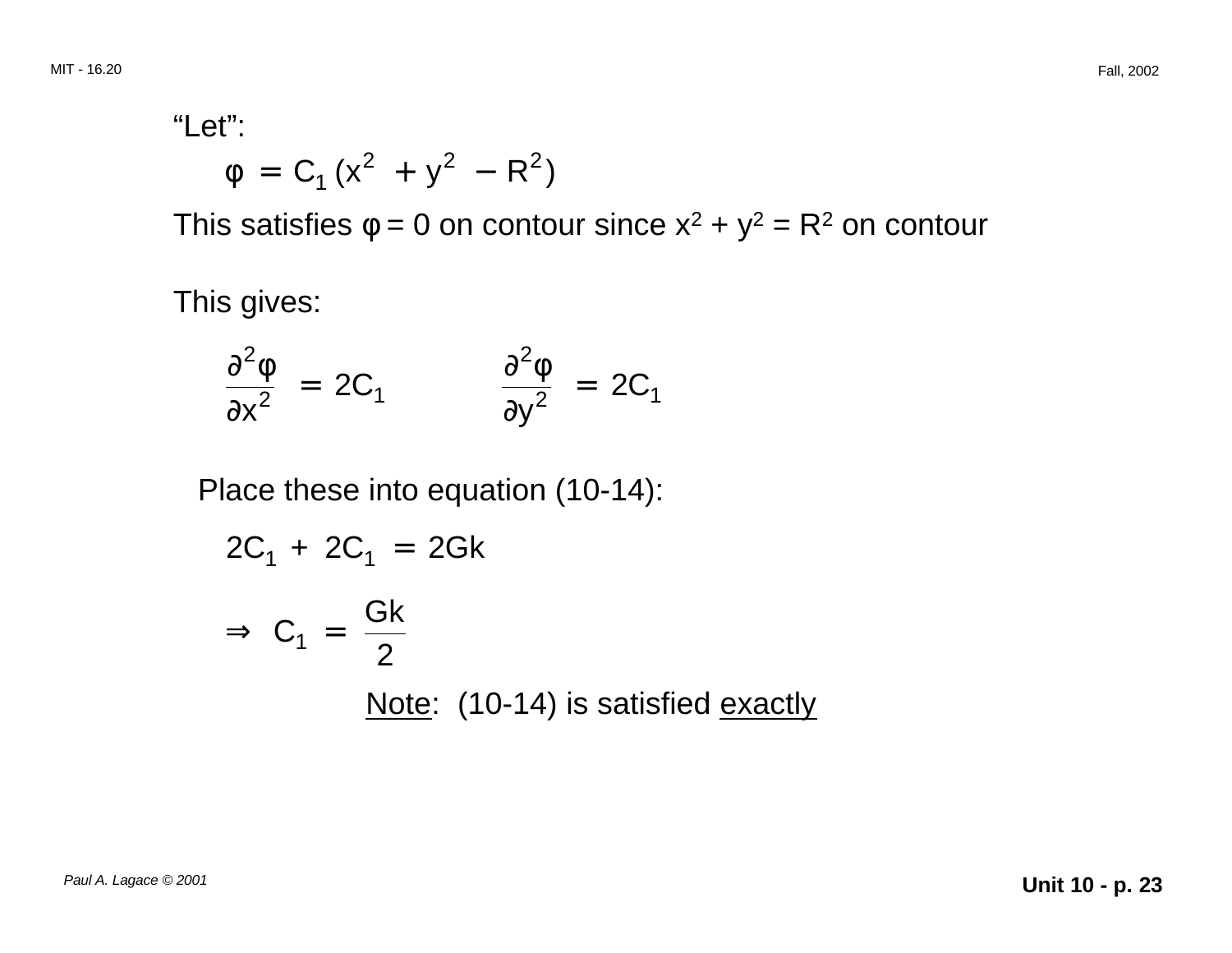"Let":

$$\phi = C_1 (x^2 + y^2 - R^2)$$

This satisfies $\phi = 0$ on contour since $x^2 + y^2 = R^2$ on contour

This gives:

$$\frac{\partial^2 \phi}{\partial x^2} = 2C_1 \qquad \frac{\partial^2 \phi}{\partial y^2} = 2C_1$$

Place these into equation (10-14):

$$2C_1 + 2C_1 = 2Gk$$

$$\Rightarrow \; C_1 = \frac{Gk}{2}$$

Note: (10-14) is satisfied exactly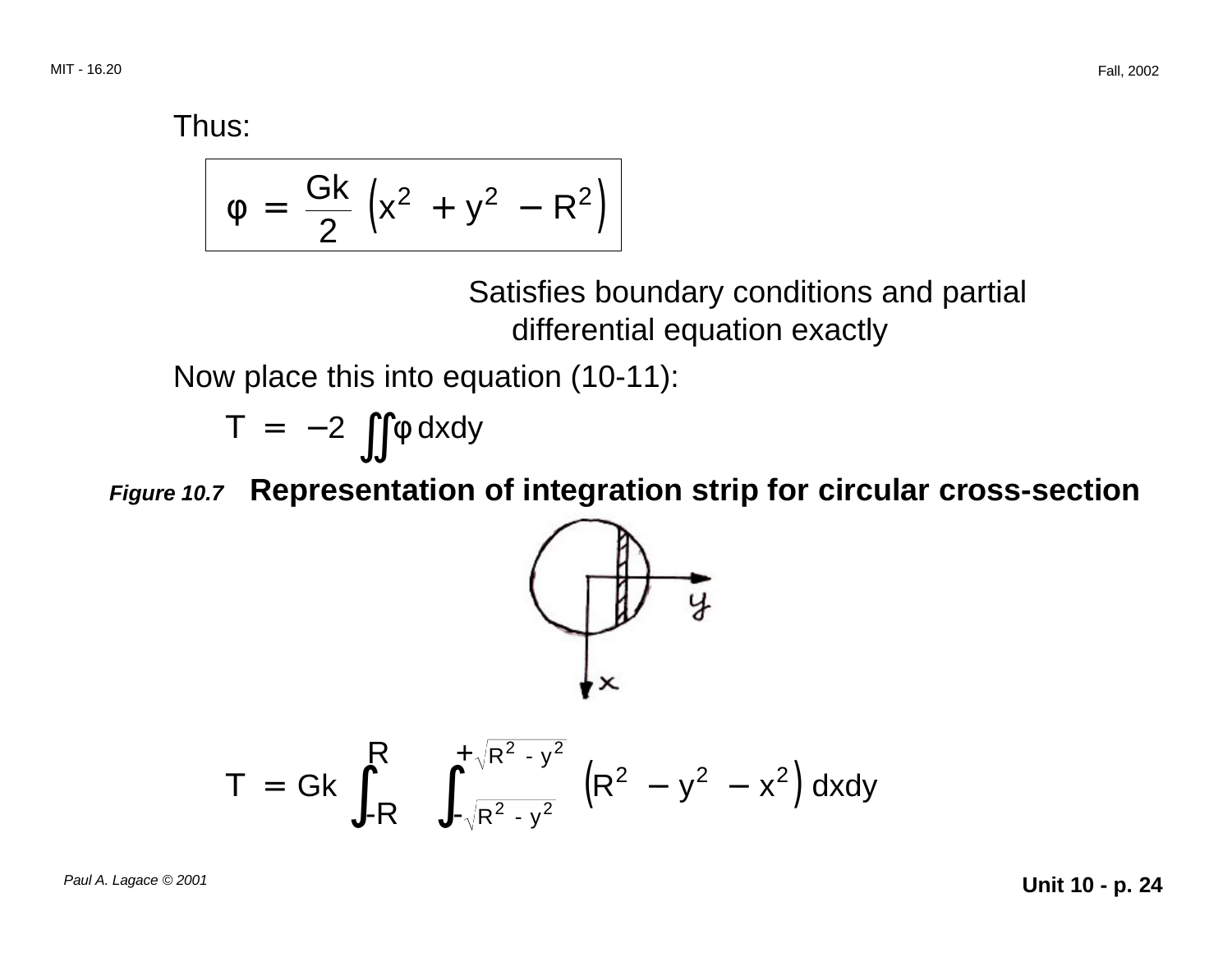Thus:

$$\phi = \frac{Gk}{2}\left(x^2 + y^2 - R^2\right)$$

Satisfies boundary conditions and partial differential equation exactly

Now place this into equation (10-11):

$$T = -2 \iint \phi \, dxdy$$

***Figure 10.7*** **Representation of integration strip for circular cross-section**

$$T = Gk \int_{-R}^{R} \int_{-\sqrt{R^2 - y^2}}^{+\sqrt{R^2 - y^2}} \left(R^2 - y^2 - x^2\right) dxdy$$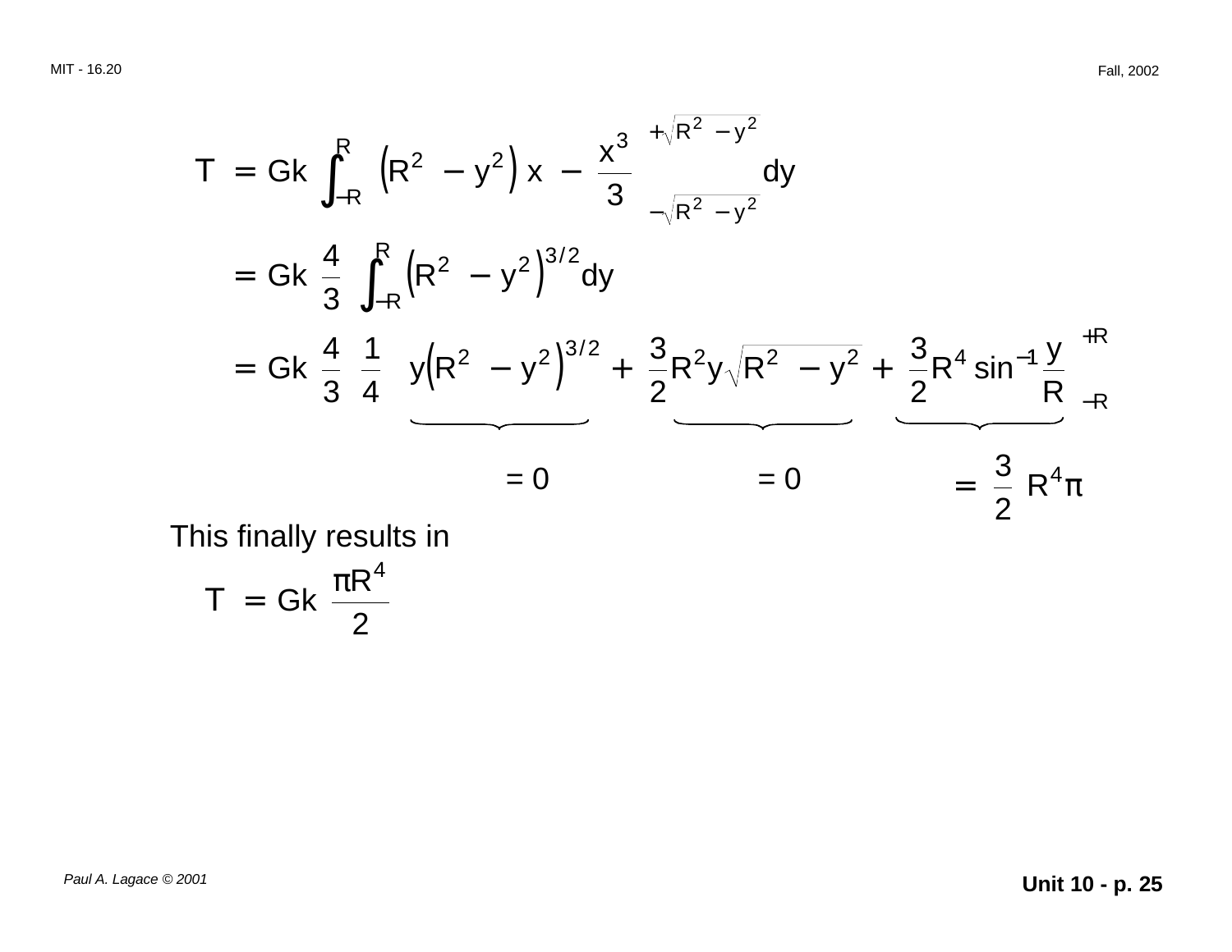$$T = Gk \int_{-R}^{R} \left[ \left(R^2 - y^2\right) x - \frac{x^3}{3} \right]_{-\sqrt{R^2 - y^2}}^{+\sqrt{R^2 - y^2}} dy$$

$$= Gk \, \frac{4}{3} \int_{-R}^{R} \left(R^2 - y^2\right)^{3/2} dy$$

$$= Gk \, \frac{4}{3} \, \frac{1}{4} \left[ \underbrace{y\left(R^2 - y^2\right)^{3/2}}_{= 0} + \underbrace{\frac{3}{2} R^2 y \sqrt{R^2 - y^2}}_{= 0} + \underbrace{\frac{3}{2} R^4 \sin^{-1} \frac{y}{R}}_{= \frac{3}{2} R^4 \pi} \right]_{-R}^{+R}$$

This finally results in

$$T = Gk \, \frac{\pi R^4}{2}$$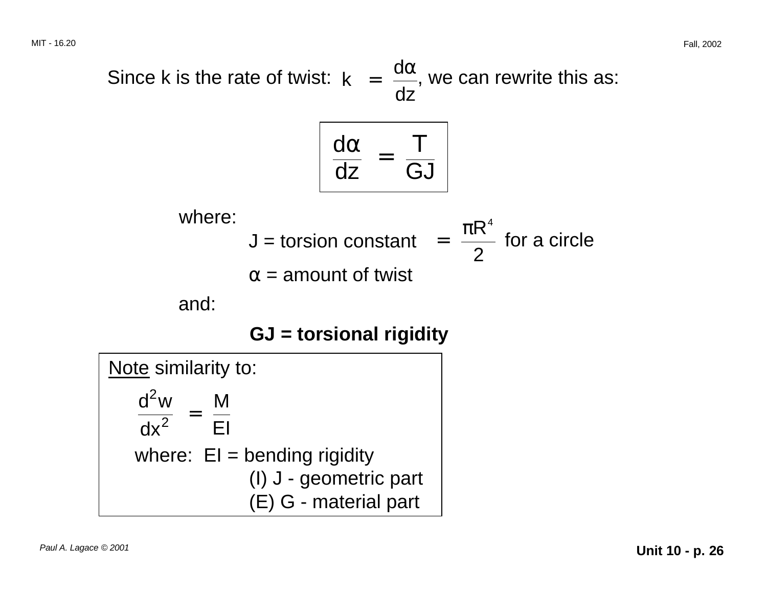Since k is the rate of twist: $k = \frac{d\alpha}{dz}$, we can rewrite this as:

$$\frac{d\alpha}{dz} = \frac{T}{GJ}$$

where:

J = torsion constant $= \frac{\pi R^4}{2}$ for a circle

$\alpha$ = amount of twist

and:

**GJ = torsional rigidity**

<u>Note</u> similarity to:

$$\frac{d^2 w}{dx^2} = \frac{M}{EI}$$

where: EI = bending rigidity
(I) J - geometric part
(E) G - material part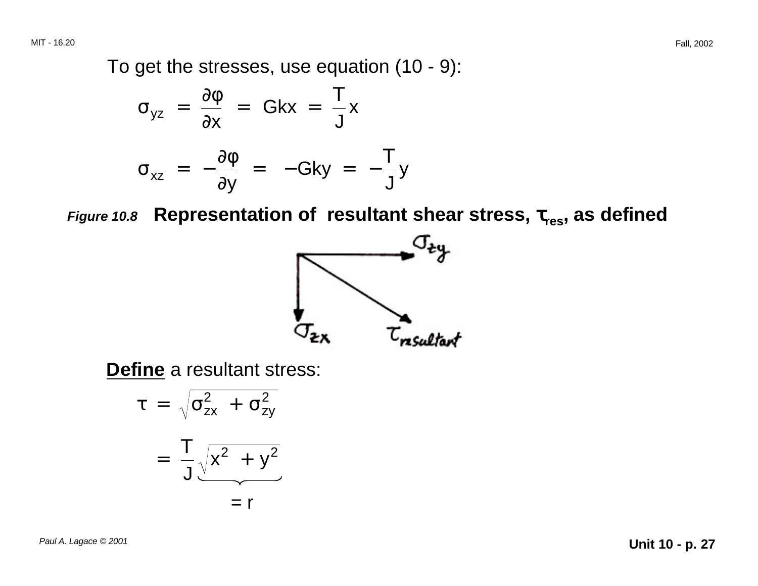To get the stresses, use equation (10 - 9):

$$\sigma_{yz} = \frac{\partial \phi}{\partial x} = Gkx = \frac{T}{J} x$$

$$\sigma_{xz} = -\frac{\partial \phi}{\partial y} = -Gky = -\frac{T}{J} y$$

***Figure 10.8*** **Representation of resultant shear stress, $\tau_{res}$, as defined**

**Define** a resultant stress:

$$\tau = \sqrt{\sigma_{zx}^2 + \sigma_{zy}^2}$$

$$= \frac{T}{J} \underbrace{\sqrt{x^2 + y^2}}_{= r}$$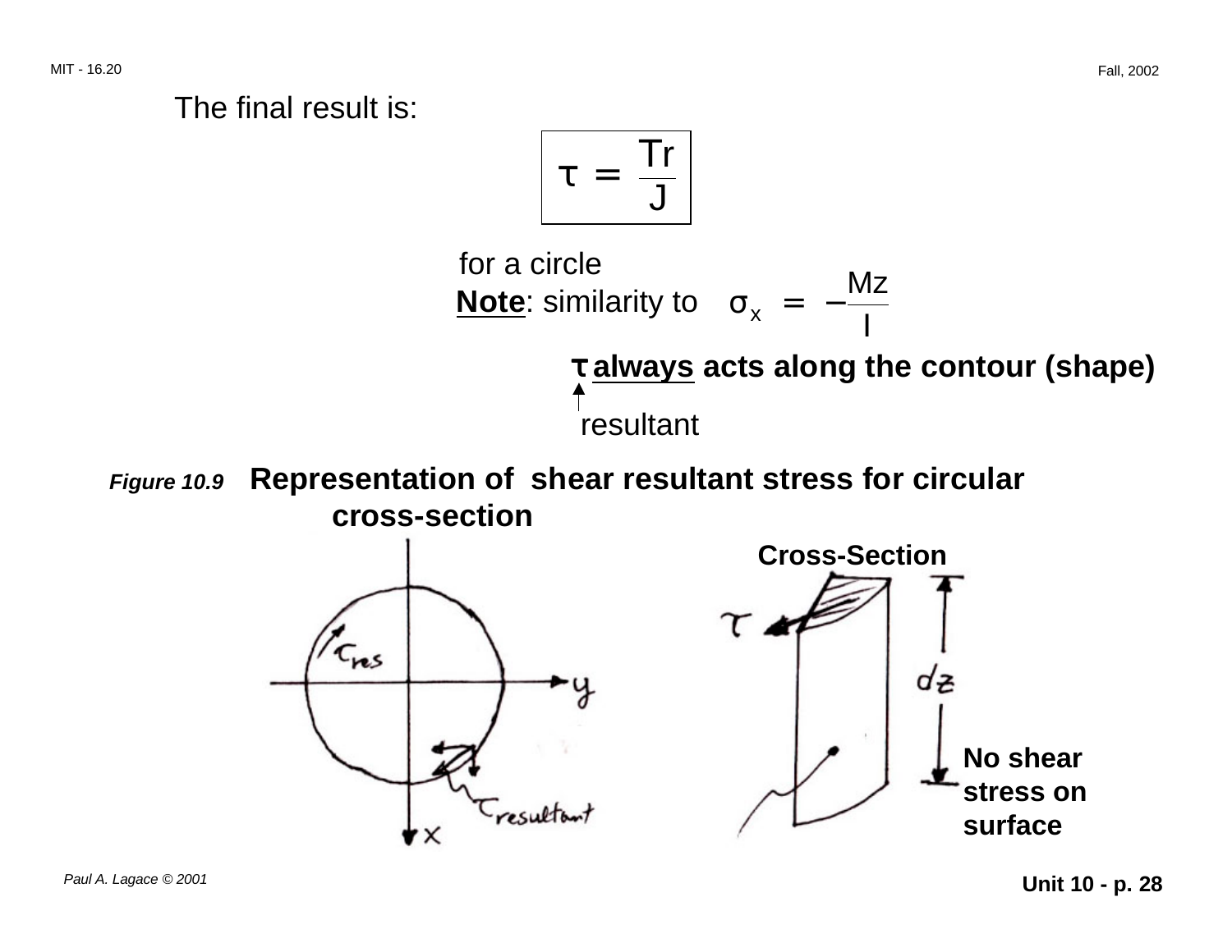The final result is:

$$\tau = \frac{Tr}{J}$$

for a circle

**Note**: similarity to $\sigma_x = -\frac{Mz}{I}$

**$\tau$ always acts along the contour (shape)**

↑ resultant

***Figure 10.9*** **Representation of shear resultant stress for circular cross-section**

**Cross-Section**

**No shear stress on surface**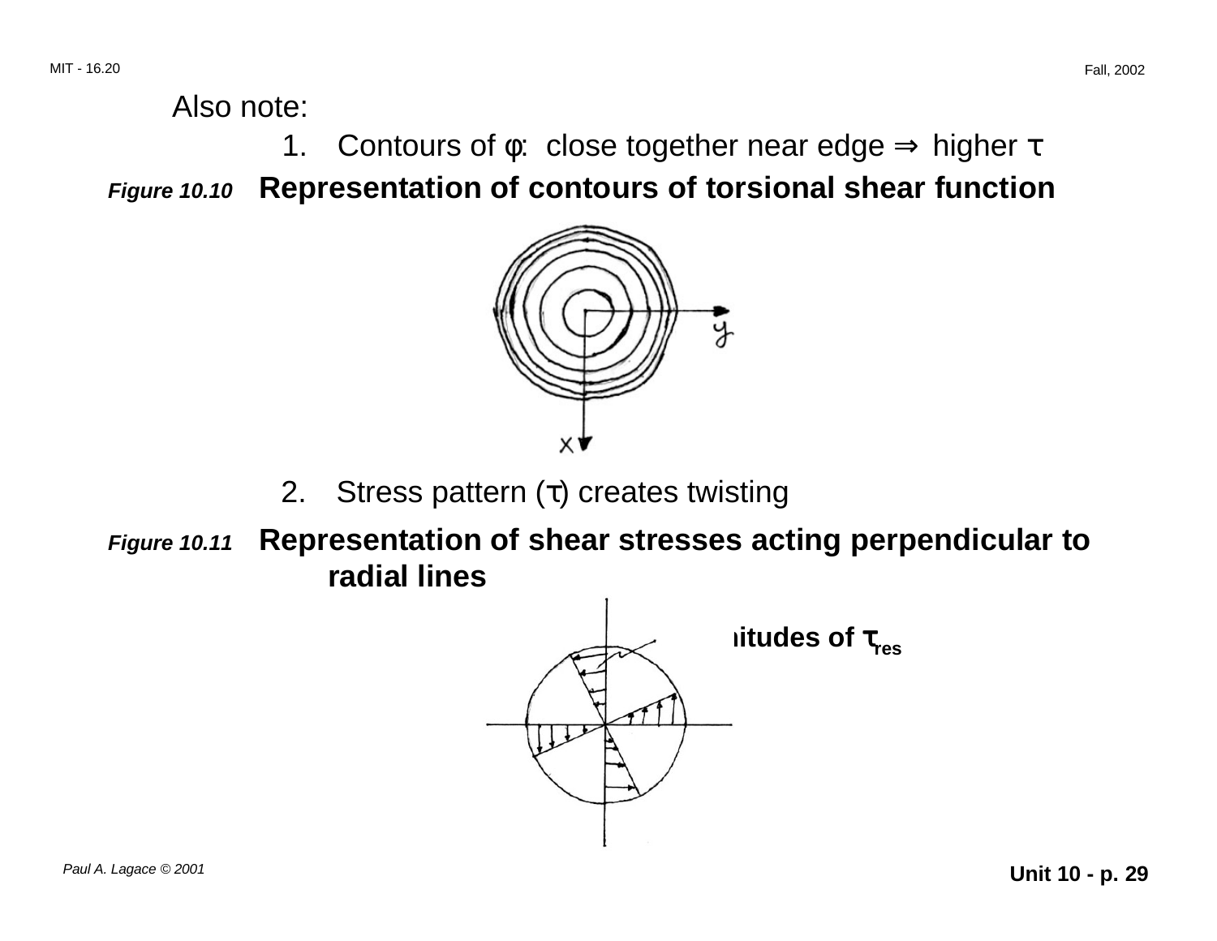Also note:

1. Contours of $\phi$: close together near edge $\Rightarrow$ higher $\tau$

***Figure 10.10*** **Representation of contours of torsional shear function**

2. Stress pattern ($\tau$) creates twisting

***Figure 10.11*** **Representation of shear stresses acting perpendicular to radial lines**

**...itudes of $\tau_{res}$**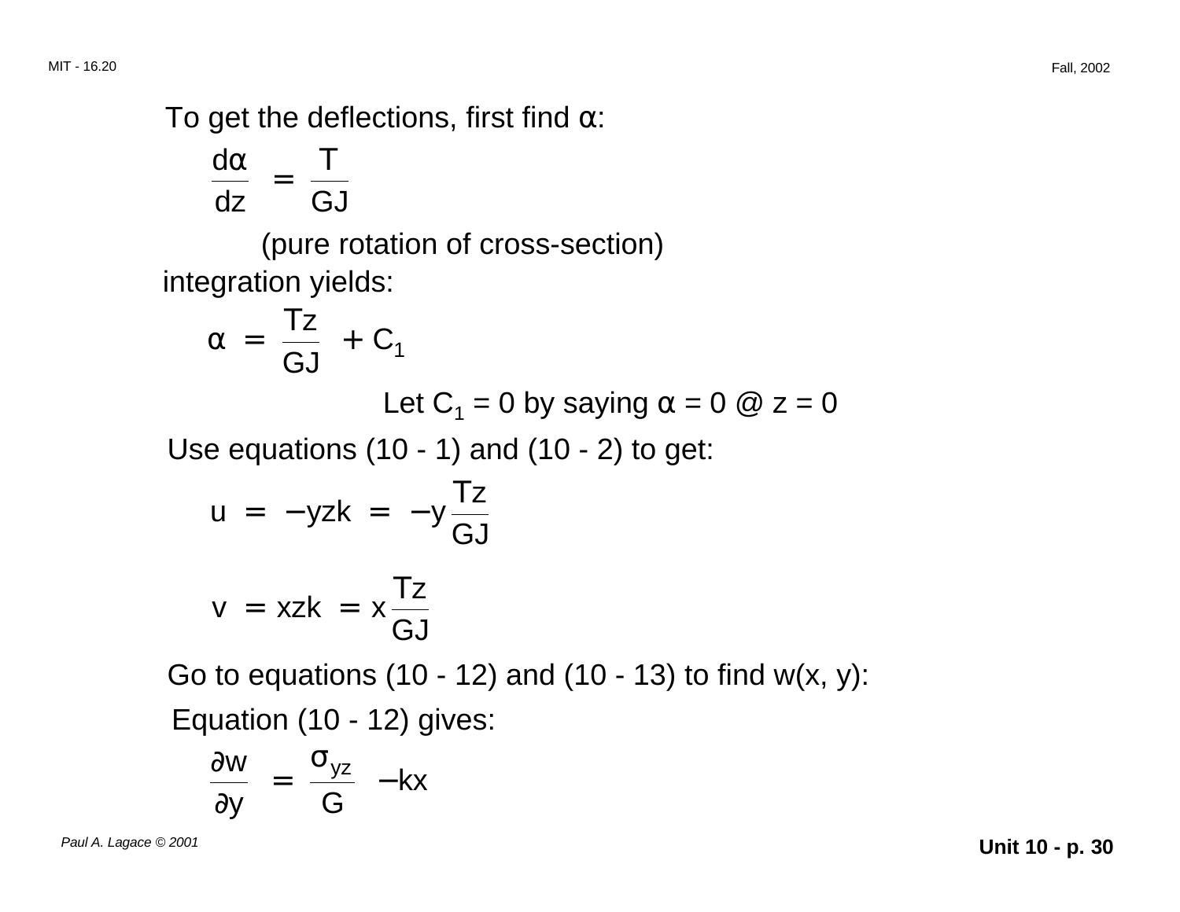To get the deflections, first find α:

$$\frac{d\alpha}{dz} = \frac{T}{GJ}$$

(pure rotation of cross-section)

integration yields:

$$\alpha = \frac{Tz}{GJ} + C_1$$

Let $C_1 = 0$ by saying $\alpha = 0$ @ $z = 0$

Use equations (10 - 1) and (10 - 2) to get:

$$u = -yzk = -y\frac{Tz}{GJ}$$

$$v = xzk = x\frac{Tz}{GJ}$$

Go to equations (10 - 12) and (10 - 13) to find w(x, y):

Equation (10 - 12) gives:

$$\frac{\partial w}{\partial y} = \frac{\sigma_{yz}}{G} - kx$$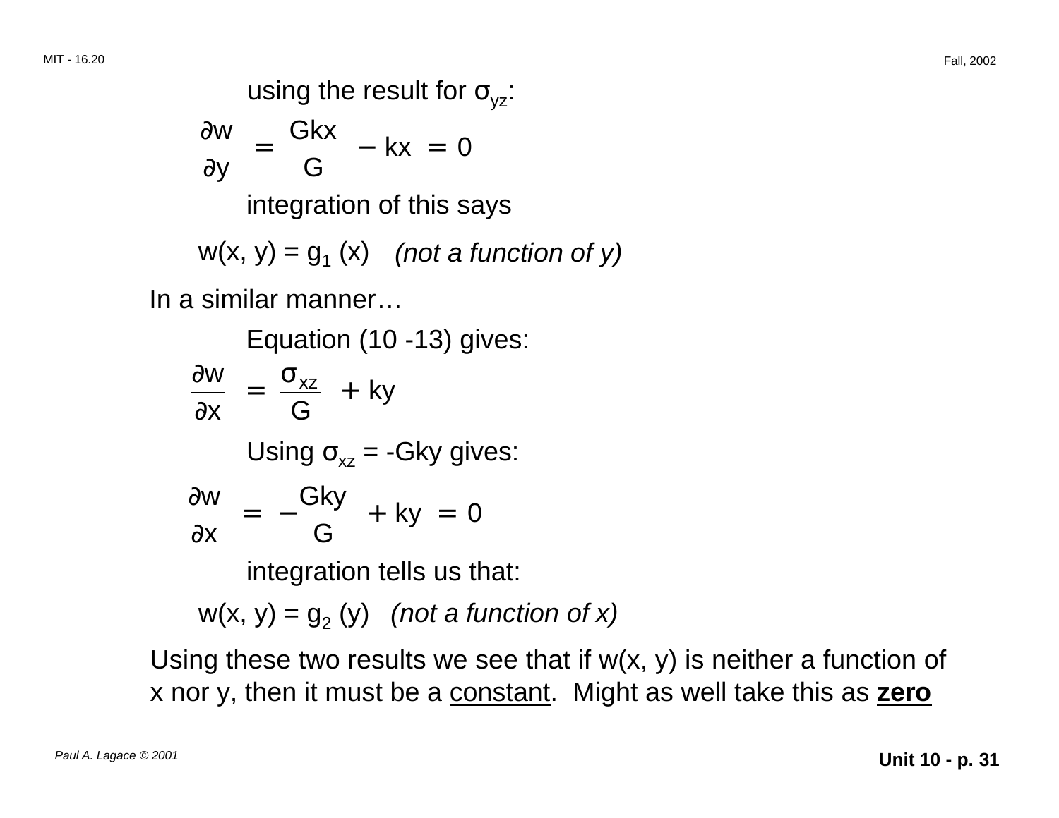using the result for $\sigma_{yz}$:

$$\frac{\partial w}{\partial y} = \frac{Gkx}{G} - kx = 0$$

integration of this says

$w(x, y) = g_1(x)$ *(not a function of y)*

In a similar manner…

Equation (10 -13) gives:

$$\frac{\partial w}{\partial x} = \frac{\sigma_{xz}}{G} + ky$$

Using $\sigma_{xz} = -Gky$ gives:

$$\frac{\partial w}{\partial x} = -\frac{Gky}{G} + ky = 0$$

integration tells us that:

$w(x, y) = g_2(y)$ *(not a function of x)*

Using these two results we see that if $w(x, y)$ is neither a function of x nor y, then it must be a constant. Might as well take this as **zero**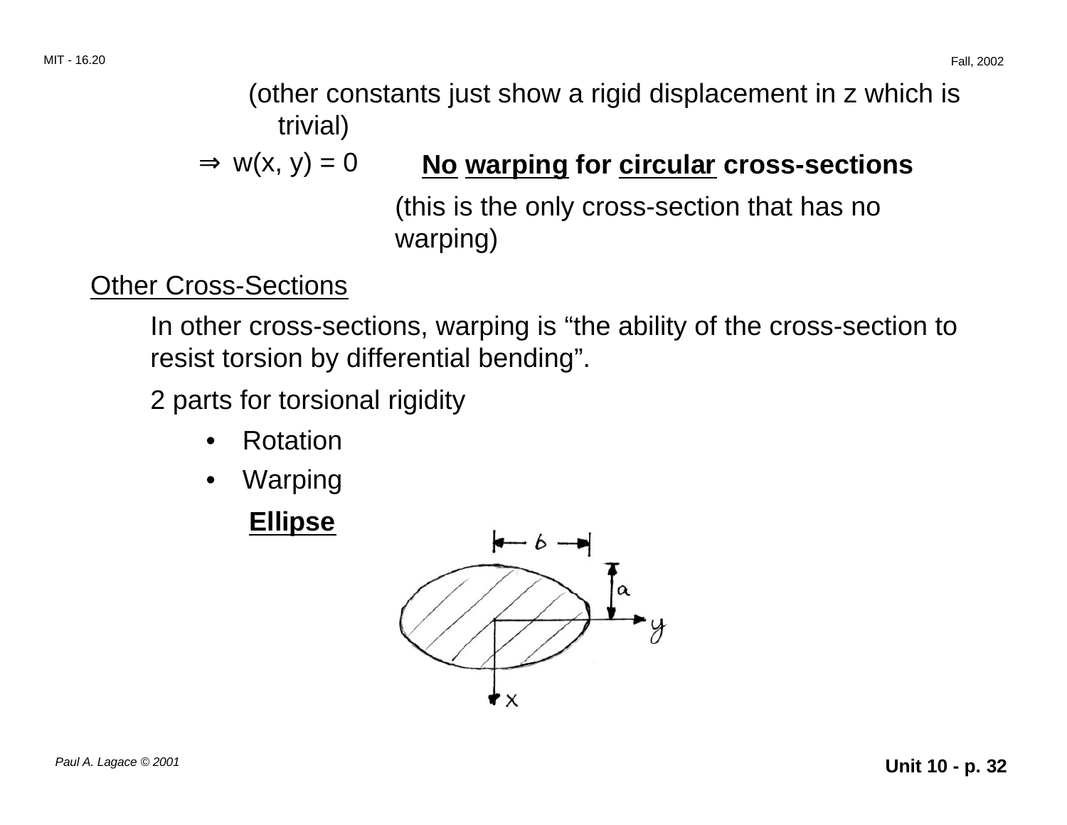(other constants just show a rigid displacement in z which is trivial)

$\Rightarrow$ w(x, y) = 0 **No warping for circular cross-sections**

(this is the only cross-section that has no warping)

Other Cross-Sections

In other cross-sections, warping is "the ability of the cross-section to resist torsion by differential bending".

2 parts for torsional rigidity

- Rotation
- Warping

**Ellipse**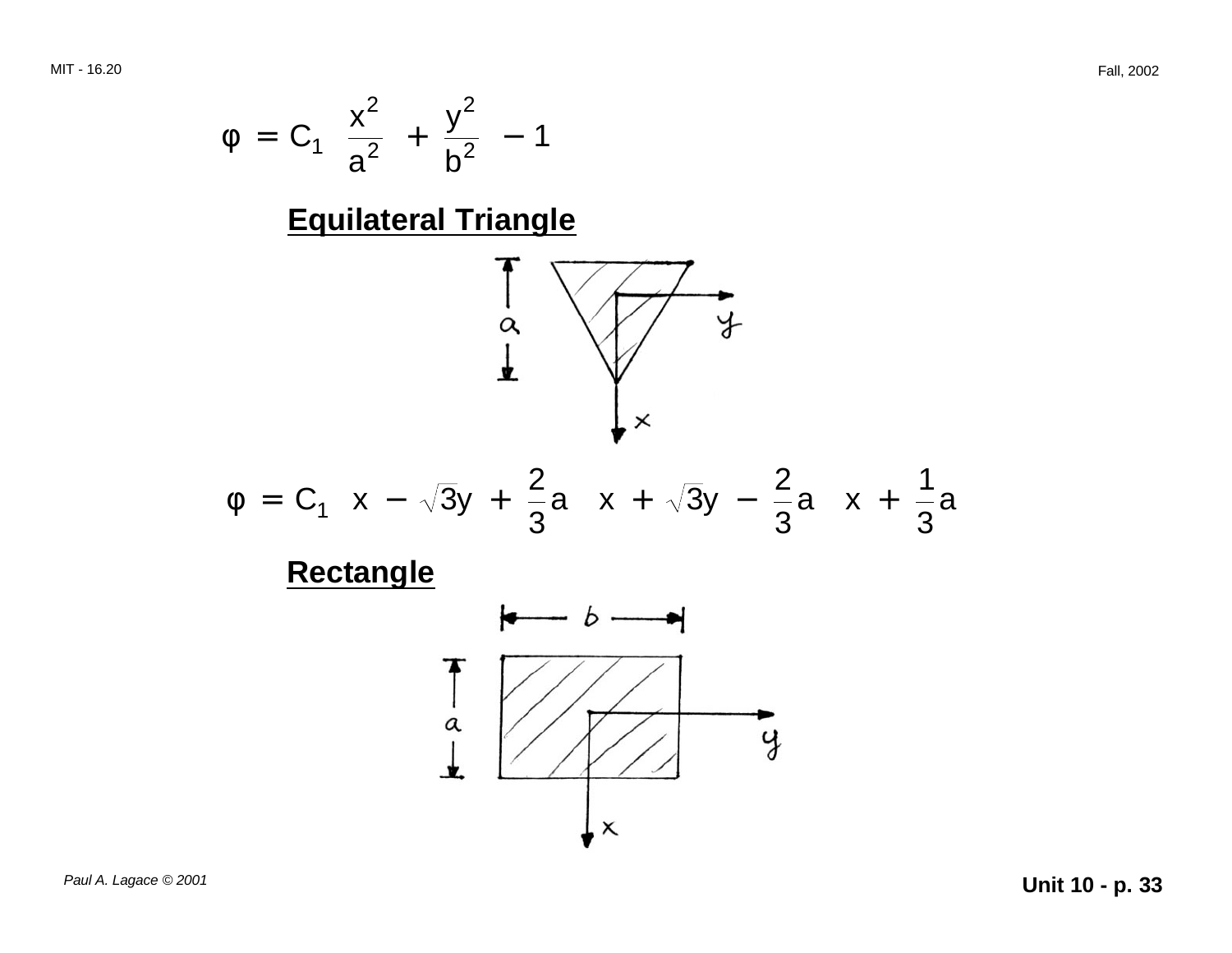$$\varphi = C_1 \left( \frac{x^2}{a^2} + \frac{y^2}{b^2} - 1 \right)$$

**Equilateral Triangle**

$$\varphi = C_1 \left( x - \sqrt{3}y + \frac{2}{3}a \right) \left( x + \sqrt{3}y - \frac{2}{3}a \right) \left( x + \frac{1}{3}a \right)$$

**Rectangle**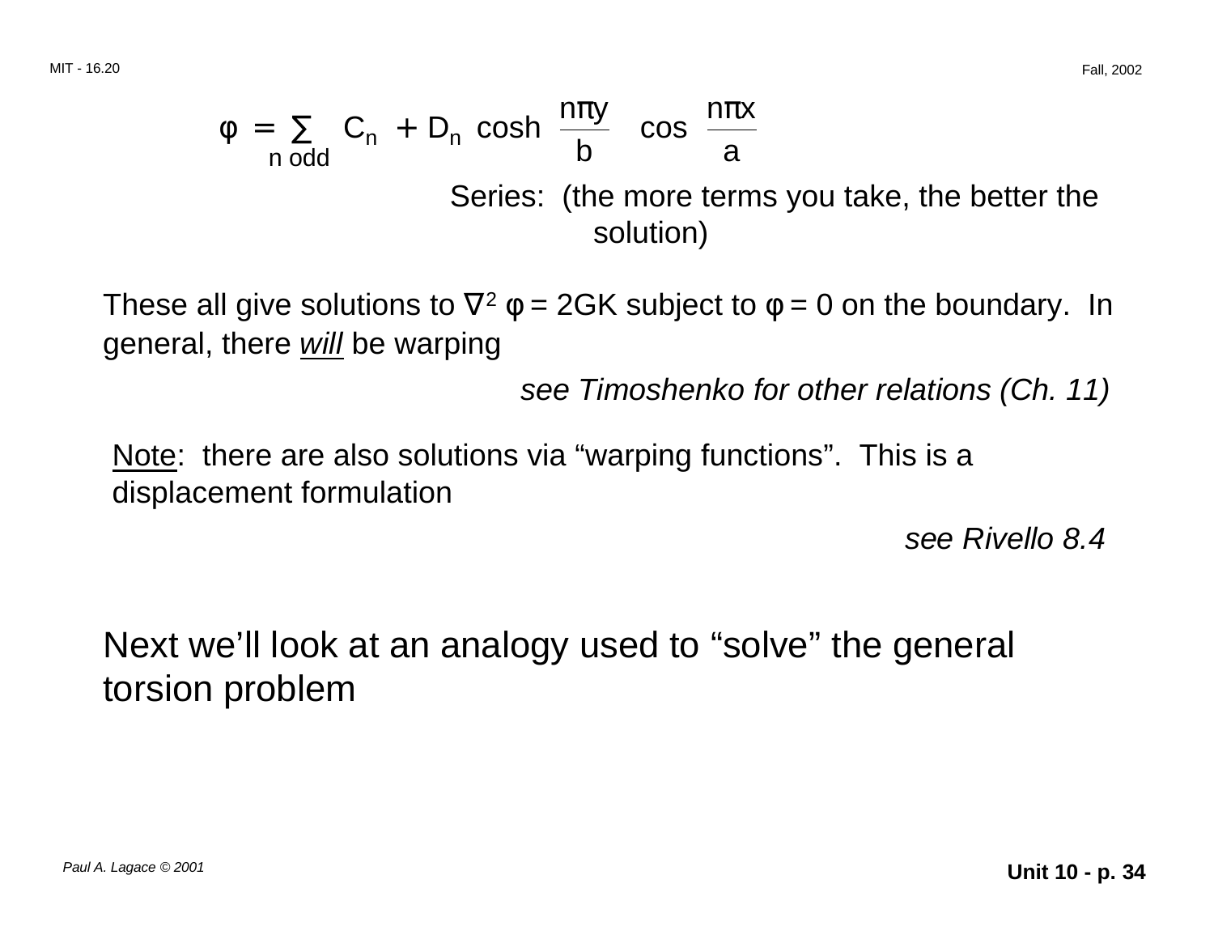$$\phi = \sum_{n \text{ odd}} C_n + D_n \cosh \frac{n\pi y}{b} \cos \frac{n\pi x}{a}$$

Series: (the more terms you take, the better the solution)

These all give solutions to $\nabla^2 \phi = 2GK$ subject to $\phi = 0$ on the boundary. In general, there *will* be warping

*see Timoshenko for other relations (Ch. 11)*

Note: there are also solutions via "warping functions". This is a displacement formulation

*see Rivello 8.4*

Next we'll look at an analogy used to "solve" the general torsion problem